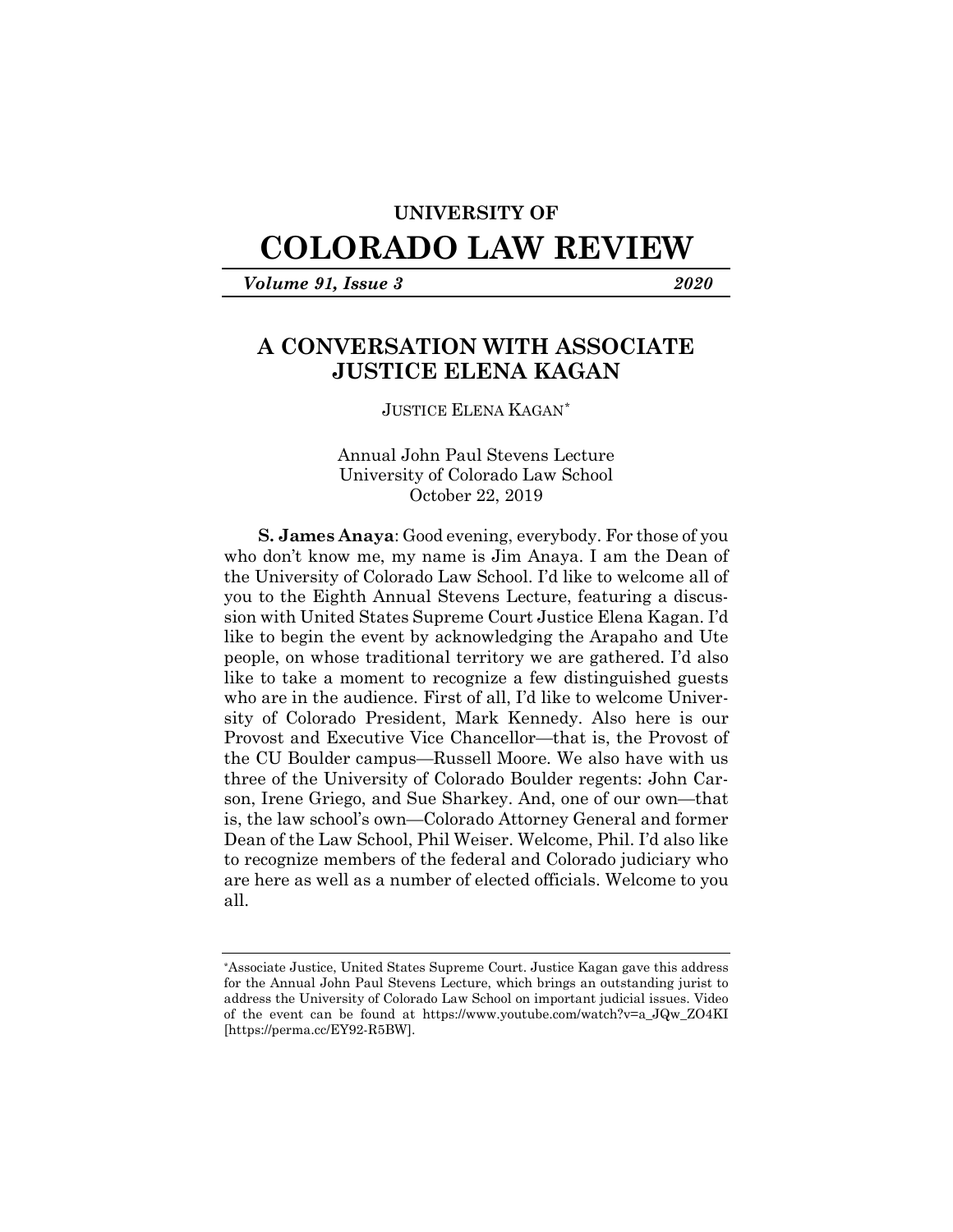**UNIVERSITY OF**

# COLORADO LAW REVIEW

***Volume 91, Issue 3*** ***2020***

## A CONVERSATION WITH ASSOCIATE JUSTICE ELENA KAGAN

JUSTICE ELENA KAGAN*

Annual John Paul Stevens Lecture
University of Colorado Law School
October 22, 2019

**S. James Anaya**: Good evening, everybody. For those of you who don't know me, my name is Jim Anaya. I am the Dean of the University of Colorado Law School. I'd like to welcome all of you to the Eighth Annual Stevens Lecture, featuring a discussion with United States Supreme Court Justice Elena Kagan. I'd like to begin the event by acknowledging the Arapaho and Ute people, on whose traditional territory we are gathered. I'd also like to take a moment to recognize a few distinguished guests who are in the audience. First of all, I'd like to welcome University of Colorado President, Mark Kennedy. Also here is our Provost and Executive Vice Chancellor—that is, the Provost of the CU Boulder campus—Russell Moore. We also have with us three of the University of Colorado Boulder regents: John Carson, Irene Griego, and Sue Sharkey. And, one of our own—that is, the law school's own—Colorado Attorney General and former Dean of the Law School, Phil Weiser. Welcome, Phil. I'd also like to recognize members of the federal and Colorado judiciary who are here as well as a number of elected officials. Welcome to you all.

---

*Associate Justice, United States Supreme Court. Justice Kagan gave this address for the Annual John Paul Stevens Lecture, which brings an outstanding jurist to address the University of Colorado Law School on important judicial issues. Video of the event can be found at https://www.youtube.com/watch?v=a_JQw_ZO4KI [https://perma.cc/EY92-R5BW].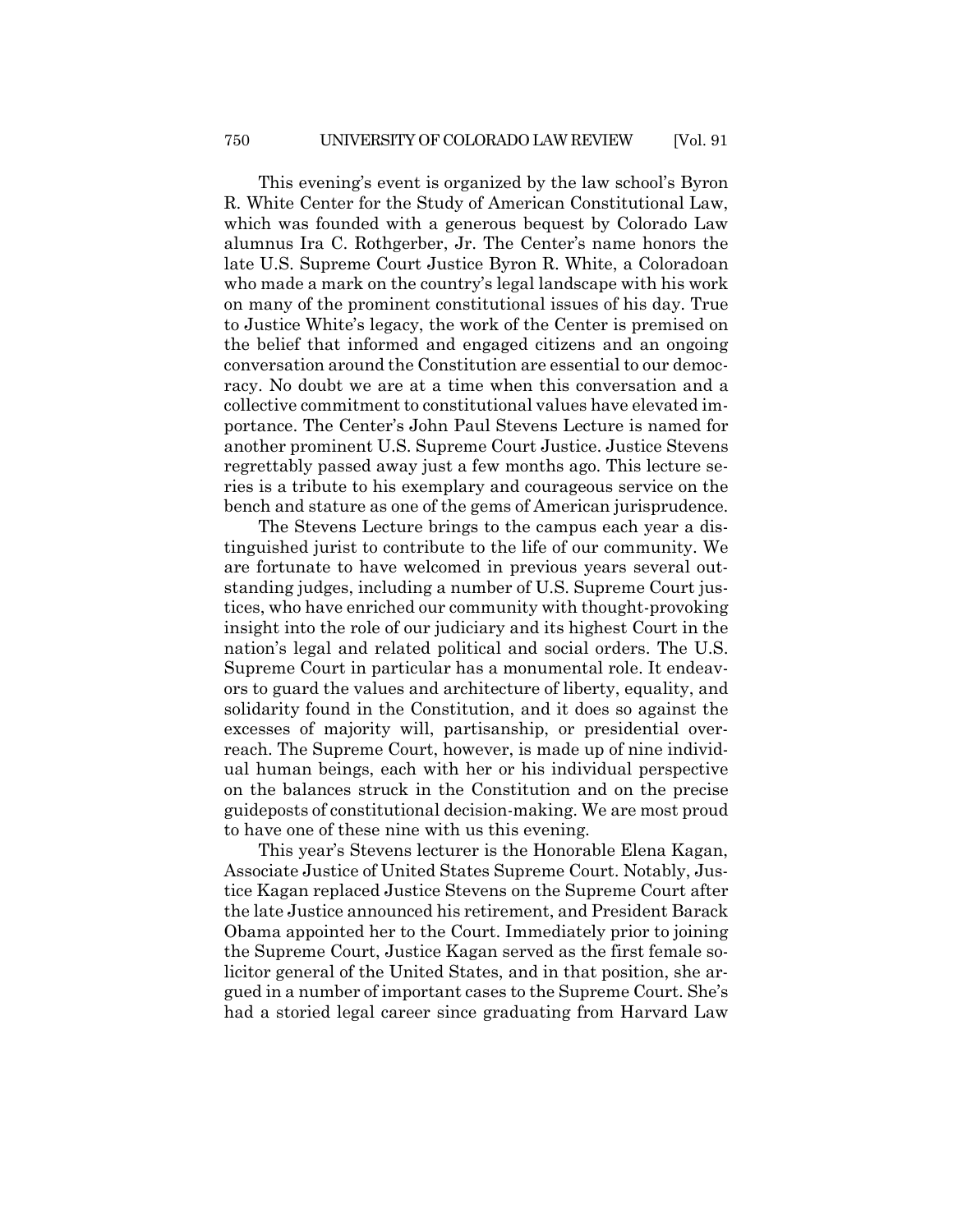This evening's event is organized by the law school's Byron R. White Center for the Study of American Constitutional Law, which was founded with a generous bequest by Colorado Law alumnus Ira C. Rothgerber, Jr. The Center's name honors the late U.S. Supreme Court Justice Byron R. White, a Coloradoan who made a mark on the country's legal landscape with his work on many of the prominent constitutional issues of his day. True to Justice White's legacy, the work of the Center is premised on the belief that informed and engaged citizens and an ongoing conversation around the Constitution are essential to our democracy. No doubt we are at a time when this conversation and a collective commitment to constitutional values have elevated importance. The Center's John Paul Stevens Lecture is named for another prominent U.S. Supreme Court Justice. Justice Stevens regrettably passed away just a few months ago. This lecture series is a tribute to his exemplary and courageous service on the bench and stature as one of the gems of American jurisprudence.

The Stevens Lecture brings to the campus each year a distinguished jurist to contribute to the life of our community. We are fortunate to have welcomed in previous years several outstanding judges, including a number of U.S. Supreme Court justices, who have enriched our community with thought-provoking insight into the role of our judiciary and its highest Court in the nation's legal and related political and social orders. The U.S. Supreme Court in particular has a monumental role. It endeavors to guard the values and architecture of liberty, equality, and solidarity found in the Constitution, and it does so against the excesses of majority will, partisanship, or presidential overreach. The Supreme Court, however, is made up of nine individual human beings, each with her or his individual perspective on the balances struck in the Constitution and on the precise guideposts of constitutional decision-making. We are most proud to have one of these nine with us this evening.

This year's Stevens lecturer is the Honorable Elena Kagan, Associate Justice of United States Supreme Court. Notably, Justice Kagan replaced Justice Stevens on the Supreme Court after the late Justice announced his retirement, and President Barack Obama appointed her to the Court. Immediately prior to joining the Supreme Court, Justice Kagan served as the first female solicitor general of the United States, and in that position, she argued in a number of important cases to the Supreme Court. She's had a storied legal career since graduating from Harvard Law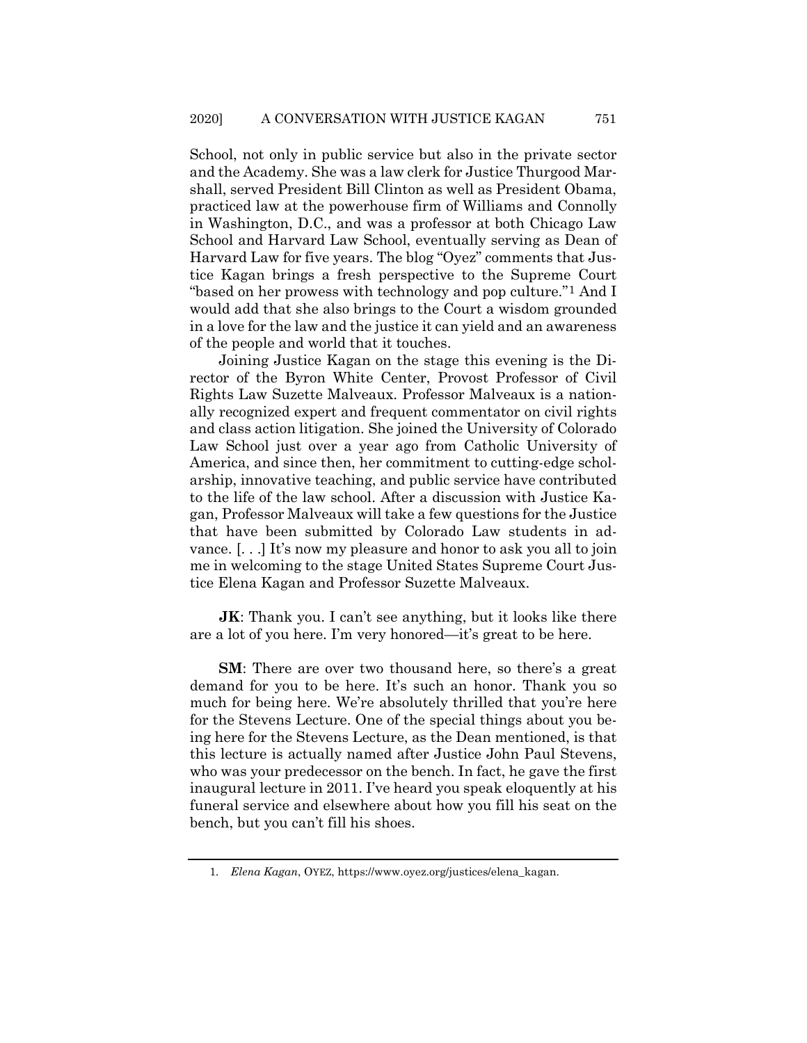School, not only in public service but also in the private sector and the Academy. She was a law clerk for Justice Thurgood Marshall, served President Bill Clinton as well as President Obama, practiced law at the powerhouse firm of Williams and Connolly in Washington, D.C., and was a professor at both Chicago Law School and Harvard Law School, eventually serving as Dean of Harvard Law for five years. The blog "Oyez" comments that Justice Kagan brings a fresh perspective to the Supreme Court "based on her prowess with technology and pop culture."[1] And I would add that she also brings to the Court a wisdom grounded in a love for the law and the justice it can yield and an awareness of the people and world that it touches.

Joining Justice Kagan on the stage this evening is the Director of the Byron White Center, Provost Professor of Civil Rights Law Suzette Malveaux. Professor Malveaux is a nationally recognized expert and frequent commentator on civil rights and class action litigation. She joined the University of Colorado Law School just over a year ago from Catholic University of America, and since then, her commitment to cutting-edge scholarship, innovative teaching, and public service have contributed to the life of the law school. After a discussion with Justice Kagan, Professor Malveaux will take a few questions for the Justice that have been submitted by Colorado Law students in advance. [. . .] It's now my pleasure and honor to ask you all to join me in welcoming to the stage United States Supreme Court Justice Elena Kagan and Professor Suzette Malveaux.

**JK**: Thank you. I can't see anything, but it looks like there are a lot of you here. I'm very honored—it's great to be here.

**SM**: There are over two thousand here, so there's a great demand for you to be here. It's such an honor. Thank you so much for being here. We're absolutely thrilled that you're here for the Stevens Lecture. One of the special things about you being here for the Stevens Lecture, as the Dean mentioned, is that this lecture is actually named after Justice John Paul Stevens, who was your predecessor on the bench. In fact, he gave the first inaugural lecture in 2011. I've heard you speak eloquently at his funeral service and elsewhere about how you fill his seat on the bench, but you can't fill his shoes.

1. *Elena Kagan*, OYEZ, https://www.oyez.org/justices/elena_kagan.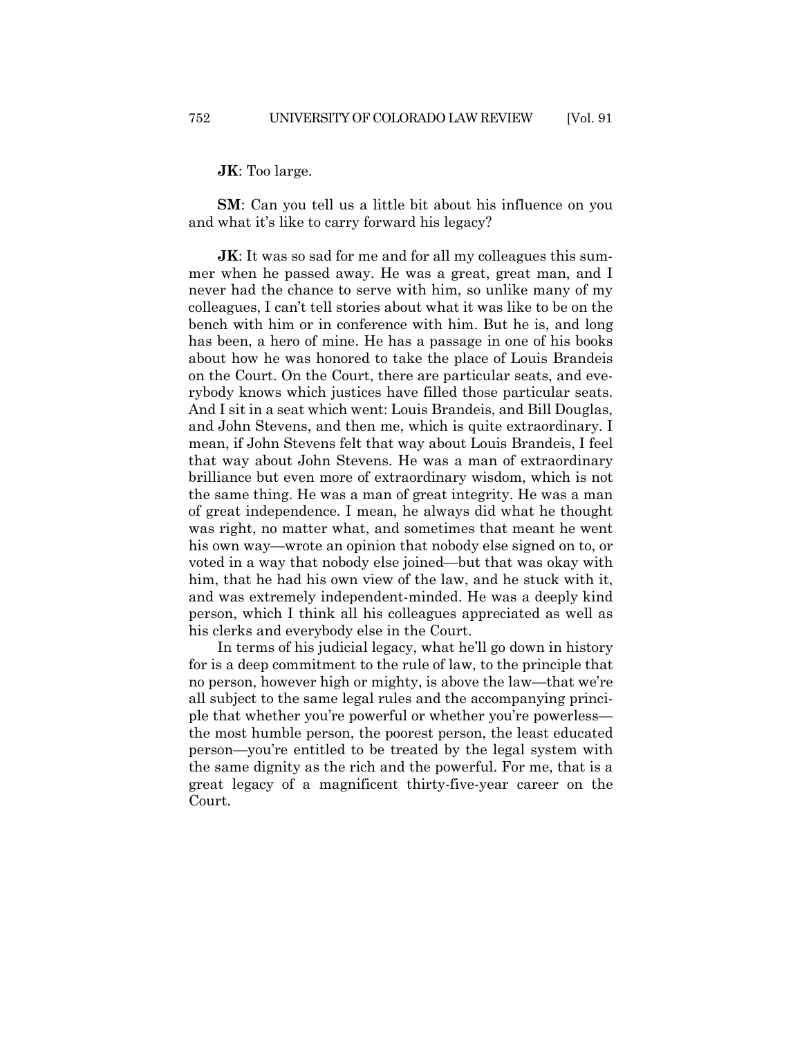**JK**: Too large.

**SM**: Can you tell us a little bit about his influence on you and what it's like to carry forward his legacy?

**JK**: It was so sad for me and for all my colleagues this summer when he passed away. He was a great, great man, and I never had the chance to serve with him, so unlike many of my colleagues, I can't tell stories about what it was like to be on the bench with him or in conference with him. But he is, and long has been, a hero of mine. He has a passage in one of his books about how he was honored to take the place of Louis Brandeis on the Court. On the Court, there are particular seats, and everybody knows which justices have filled those particular seats. And I sit in a seat which went: Louis Brandeis, and Bill Douglas, and John Stevens, and then me, which is quite extraordinary. I mean, if John Stevens felt that way about Louis Brandeis, I feel that way about John Stevens. He was a man of extraordinary brilliance but even more of extraordinary wisdom, which is not the same thing. He was a man of great integrity. He was a man of great independence. I mean, he always did what he thought was right, no matter what, and sometimes that meant he went his own way—wrote an opinion that nobody else signed on to, or voted in a way that nobody else joined—but that was okay with him, that he had his own view of the law, and he stuck with it, and was extremely independent-minded. He was a deeply kind person, which I think all his colleagues appreciated as well as his clerks and everybody else in the Court.

In terms of his judicial legacy, what he'll go down in history for is a deep commitment to the rule of law, to the principle that no person, however high or mighty, is above the law—that we're all subject to the same legal rules and the accompanying principle that whether you're powerful or whether you're powerless—the most humble person, the poorest person, the least educated person—you're entitled to be treated by the legal system with the same dignity as the rich and the powerful. For me, that is a great legacy of a magnificent thirty-five-year career on the Court.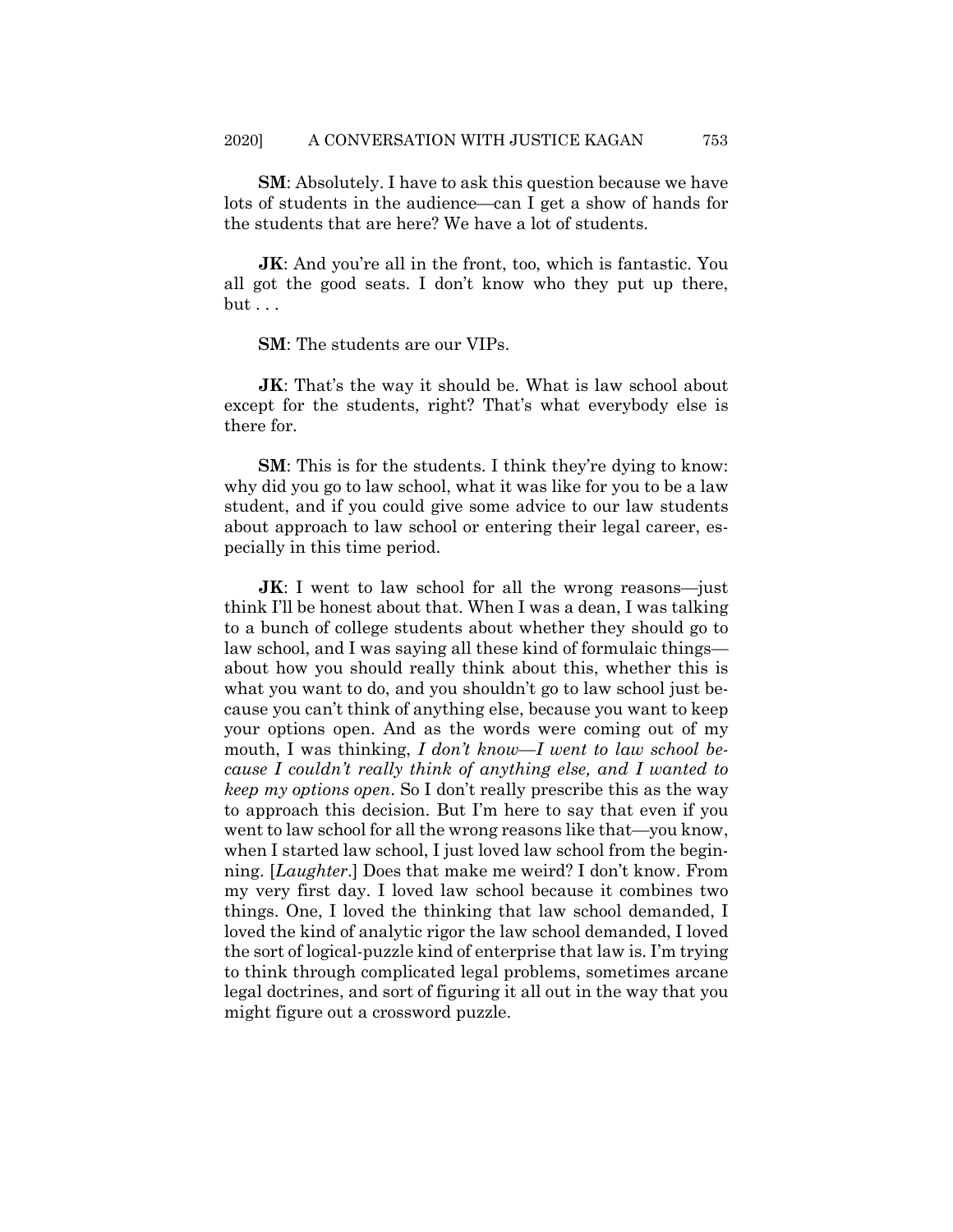**SM**: Absolutely. I have to ask this question because we have lots of students in the audience—can I get a show of hands for the students that are here? We have a lot of students.

**JK**: And you're all in the front, too, which is fantastic. You all got the good seats. I don't know who they put up there, but . . .

**SM**: The students are our VIPs.

**JK**: That's the way it should be. What is law school about except for the students, right? That's what everybody else is there for.

**SM**: This is for the students. I think they're dying to know: why did you go to law school, what it was like for you to be a law student, and if you could give some advice to our law students about approach to law school or entering their legal career, especially in this time period.

**JK**: I went to law school for all the wrong reasons—just think I'll be honest about that. When I was a dean, I was talking to a bunch of college students about whether they should go to law school, and I was saying all these kind of formulaic things—about how you should really think about this, whether this is what you want to do, and you shouldn't go to law school just because you can't think of anything else, because you want to keep your options open. And as the words were coming out of my mouth, I was thinking, *I don't know—I went to law school because I couldn't really think of anything else, and I wanted to keep my options open*. So I don't really prescribe this as the way to approach this decision. But I'm here to say that even if you went to law school for all the wrong reasons like that—you know, when I started law school, I just loved law school from the beginning. [*Laughter*.] Does that make me weird? I don't know. From my very first day. I loved law school because it combines two things. One, I loved the thinking that law school demanded, I loved the kind of analytic rigor the law school demanded, I loved the sort of logical-puzzle kind of enterprise that law is. I'm trying to think through complicated legal problems, sometimes arcane legal doctrines, and sort of figuring it all out in the way that you might figure out a crossword puzzle.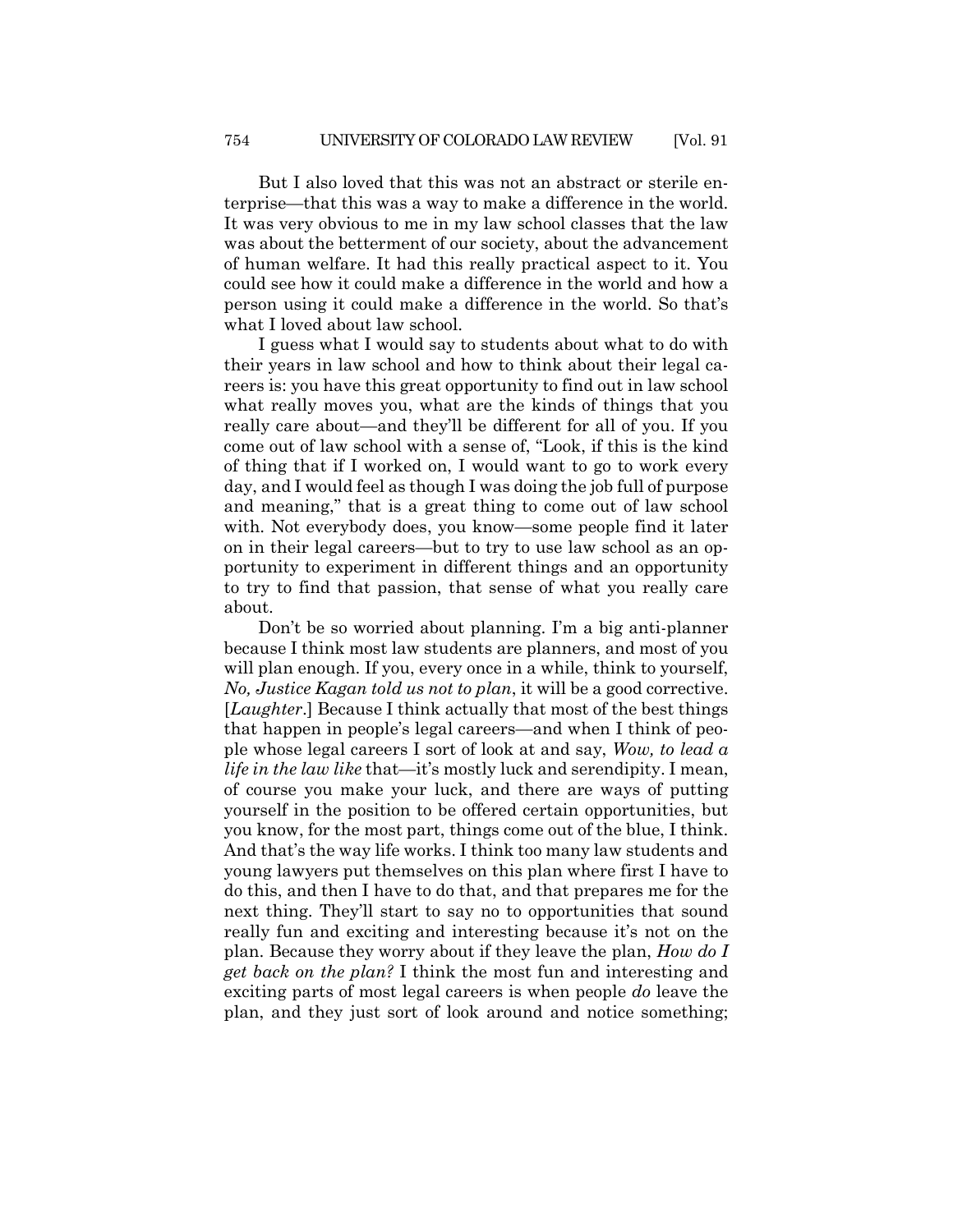But I also loved that this was not an abstract or sterile enterprise—that this was a way to make a difference in the world. It was very obvious to me in my law school classes that the law was about the betterment of our society, about the advancement of human welfare. It had this really practical aspect to it. You could see how it could make a difference in the world and how a person using it could make a difference in the world. So that's what I loved about law school.

I guess what I would say to students about what to do with their years in law school and how to think about their legal careers is: you have this great opportunity to find out in law school what really moves you, what are the kinds of things that you really care about—and they'll be different for all of you. If you come out of law school with a sense of, "Look, if this is the kind of thing that if I worked on, I would want to go to work every day, and I would feel as though I was doing the job full of purpose and meaning," that is a great thing to come out of law school with. Not everybody does, you know—some people find it later on in their legal careers—but to try to use law school as an opportunity to experiment in different things and an opportunity to try to find that passion, that sense of what you really care about.

Don't be so worried about planning. I'm a big anti-planner because I think most law students are planners, and most of you will plan enough. If you, every once in a while, think to yourself, *No, Justice Kagan told us not to plan*, it will be a good corrective. [*Laughter*.] Because I think actually that most of the best things that happen in people's legal careers—and when I think of people whose legal careers I sort of look at and say, *Wow, to lead a life in the law like* that—it's mostly luck and serendipity. I mean, of course you make your luck, and there are ways of putting yourself in the position to be offered certain opportunities, but you know, for the most part, things come out of the blue, I think. And that's the way life works. I think too many law students and young lawyers put themselves on this plan where first I have to do this, and then I have to do that, and that prepares me for the next thing. They'll start to say no to opportunities that sound really fun and exciting and interesting because it's not on the plan. Because they worry about if they leave the plan, *How do I get back on the plan?* I think the most fun and interesting and exciting parts of most legal careers is when people *do* leave the plan, and they just sort of look around and notice something;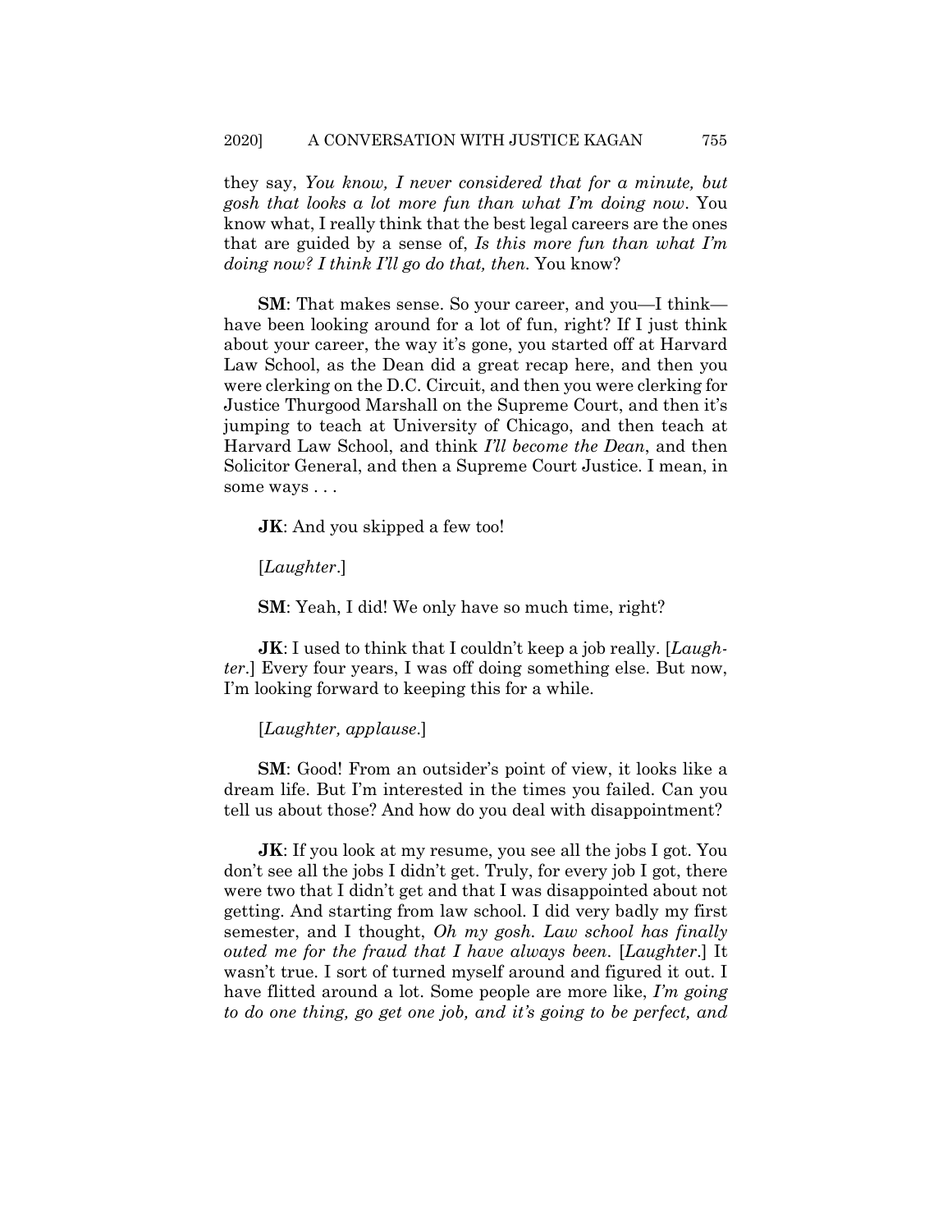they say, *You know, I never considered that for a minute, but gosh that looks a lot more fun than what I'm doing now*. You know what, I really think that the best legal careers are the ones that are guided by a sense of, *Is this more fun than what I'm doing now? I think I'll go do that, then.* You know?

**SM**: That makes sense. So your career, and you—I think—have been looking around for a lot of fun, right? If I just think about your career, the way it's gone, you started off at Harvard Law School, as the Dean did a great recap here, and then you were clerking on the D.C. Circuit, and then you were clerking for Justice Thurgood Marshall on the Supreme Court, and then it's jumping to teach at University of Chicago, and then teach at Harvard Law School, and think *I'll become the Dean*, and then Solicitor General, and then a Supreme Court Justice. I mean, in some ways . . .

**JK**: And you skipped a few too!

[*Laughter*.]

**SM**: Yeah, I did! We only have so much time, right?

**JK**: I used to think that I couldn't keep a job really. [*Laughter*.] Every four years, I was off doing something else. But now, I'm looking forward to keeping this for a while.

[*Laughter, applause*.]

**SM**: Good! From an outsider's point of view, it looks like a dream life. But I'm interested in the times you failed. Can you tell us about those? And how do you deal with disappointment?

**JK**: If you look at my resume, you see all the jobs I got. You don't see all the jobs I didn't get. Truly, for every job I got, there were two that I didn't get and that I was disappointed about not getting. And starting from law school. I did very badly my first semester, and I thought, *Oh my gosh. Law school has finally outed me for the fraud that I have always been*. [*Laughter*.] It wasn't true. I sort of turned myself around and figured it out. I have flitted around a lot. Some people are more like, *I'm going to do one thing, go get one job, and it's going to be perfect, and*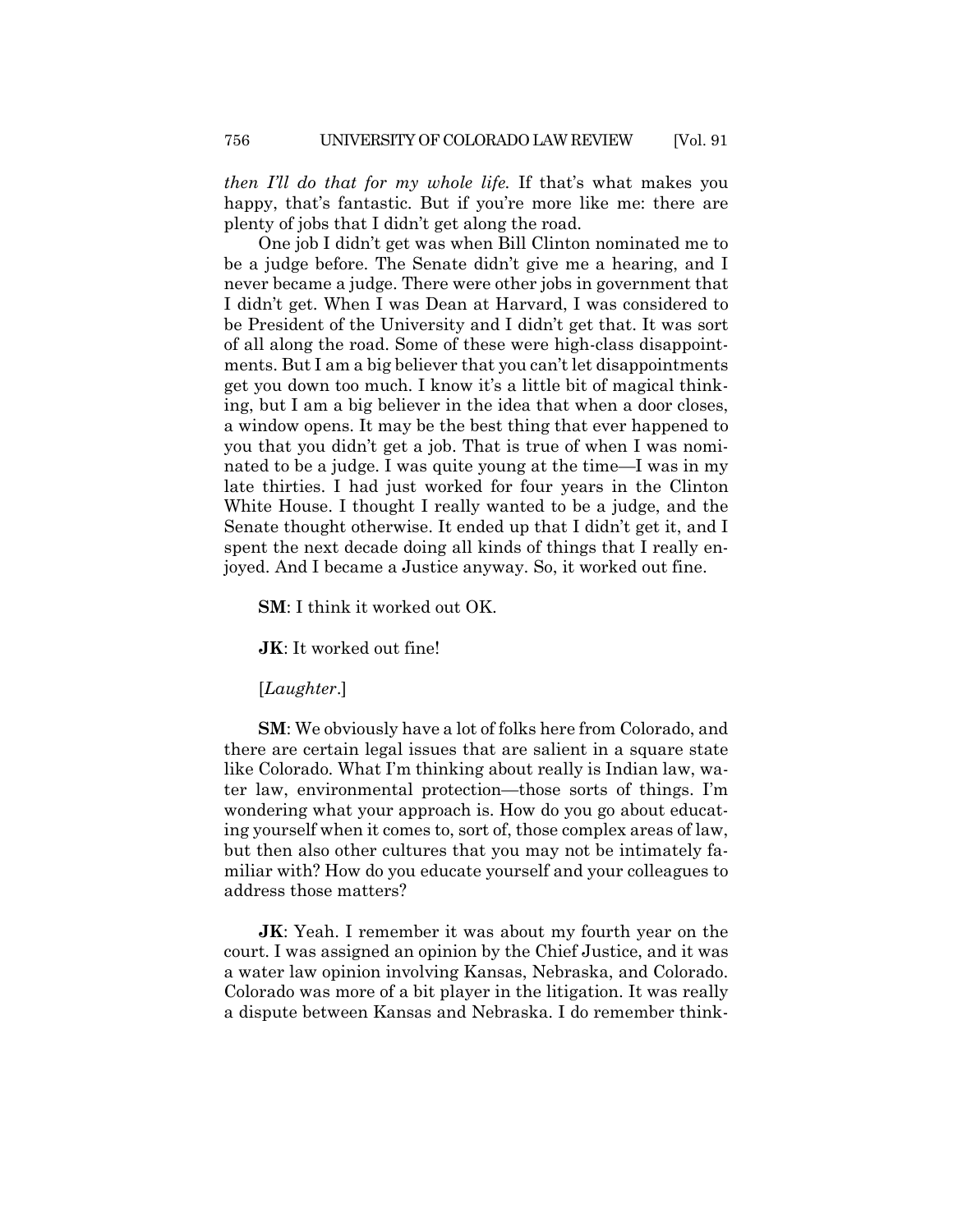*then I'll do that for my whole life.* If that's what makes you happy, that's fantastic. But if you're more like me: there are plenty of jobs that I didn't get along the road.

One job I didn't get was when Bill Clinton nominated me to be a judge before. The Senate didn't give me a hearing, and I never became a judge. There were other jobs in government that I didn't get. When I was Dean at Harvard, I was considered to be President of the University and I didn't get that. It was sort of all along the road. Some of these were high-class disappointments. But I am a big believer that you can't let disappointments get you down too much. I know it's a little bit of magical thinking, but I am a big believer in the idea that when a door closes, a window opens. It may be the best thing that ever happened to you that you didn't get a job. That is true of when I was nominated to be a judge. I was quite young at the time—I was in my late thirties. I had just worked for four years in the Clinton White House. I thought I really wanted to be a judge, and the Senate thought otherwise. It ended up that I didn't get it, and I spent the next decade doing all kinds of things that I really enjoyed. And I became a Justice anyway. So, it worked out fine.

**SM**: I think it worked out OK.

**JK**: It worked out fine!

[*Laughter*.]

**SM**: We obviously have a lot of folks here from Colorado, and there are certain legal issues that are salient in a square state like Colorado. What I'm thinking about really is Indian law, water law, environmental protection—those sorts of things. I'm wondering what your approach is. How do you go about educating yourself when it comes to, sort of, those complex areas of law, but then also other cultures that you may not be intimately familiar with? How do you educate yourself and your colleagues to address those matters?

**JK**: Yeah. I remember it was about my fourth year on the court. I was assigned an opinion by the Chief Justice, and it was a water law opinion involving Kansas, Nebraska, and Colorado. Colorado was more of a bit player in the litigation. It was really a dispute between Kansas and Nebraska. I do remember think-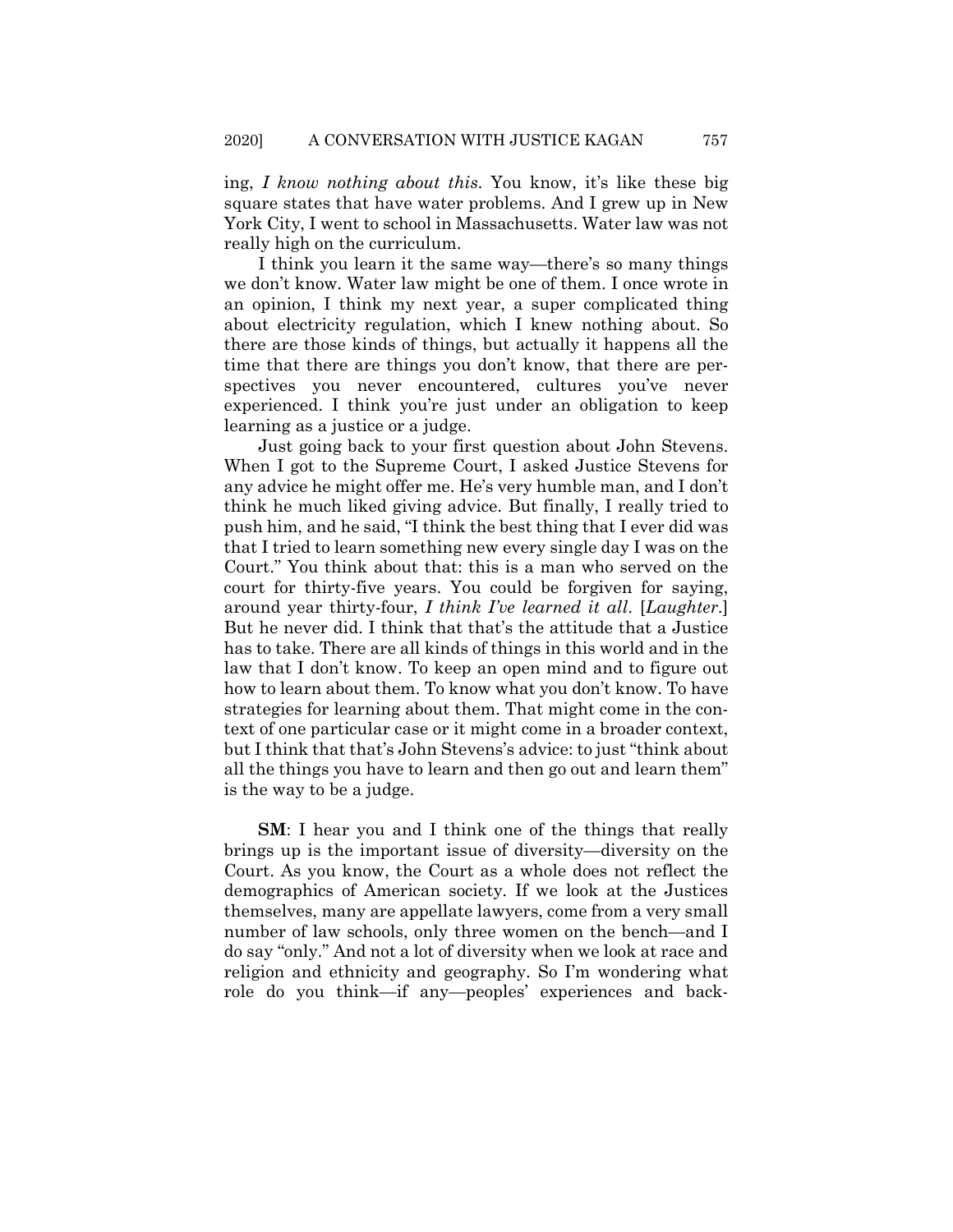ing, *I know nothing about this*. You know, it's like these big square states that have water problems. And I grew up in New York City, I went to school in Massachusetts. Water law was not really high on the curriculum.

I think you learn it the same way—there's so many things we don't know. Water law might be one of them. I once wrote in an opinion, I think my next year, a super complicated thing about electricity regulation, which I knew nothing about. So there are those kinds of things, but actually it happens all the time that there are things you don't know, that there are perspectives you never encountered, cultures you've never experienced. I think you're just under an obligation to keep learning as a justice or a judge.

Just going back to your first question about John Stevens. When I got to the Supreme Court, I asked Justice Stevens for any advice he might offer me. He's very humble man, and I don't think he much liked giving advice. But finally, I really tried to push him, and he said, "I think the best thing that I ever did was that I tried to learn something new every single day I was on the Court." You think about that: this is a man who served on the court for thirty-five years. You could be forgiven for saying, around year thirty-four, *I think I've learned it all*. [*Laughter*.] But he never did. I think that that's the attitude that a Justice has to take. There are all kinds of things in this world and in the law that I don't know. To keep an open mind and to figure out how to learn about them. To know what you don't know. To have strategies for learning about them. That might come in the context of one particular case or it might come in a broader context, but I think that that's John Stevens's advice: to just "think about all the things you have to learn and then go out and learn them" is the way to be a judge.

**SM**: I hear you and I think one of the things that really brings up is the important issue of diversity—diversity on the Court. As you know, the Court as a whole does not reflect the demographics of American society. If we look at the Justices themselves, many are appellate lawyers, come from a very small number of law schools, only three women on the bench—and I do say "only." And not a lot of diversity when we look at race and religion and ethnicity and geography. So I'm wondering what role do you think—if any—peoples' experiences and back-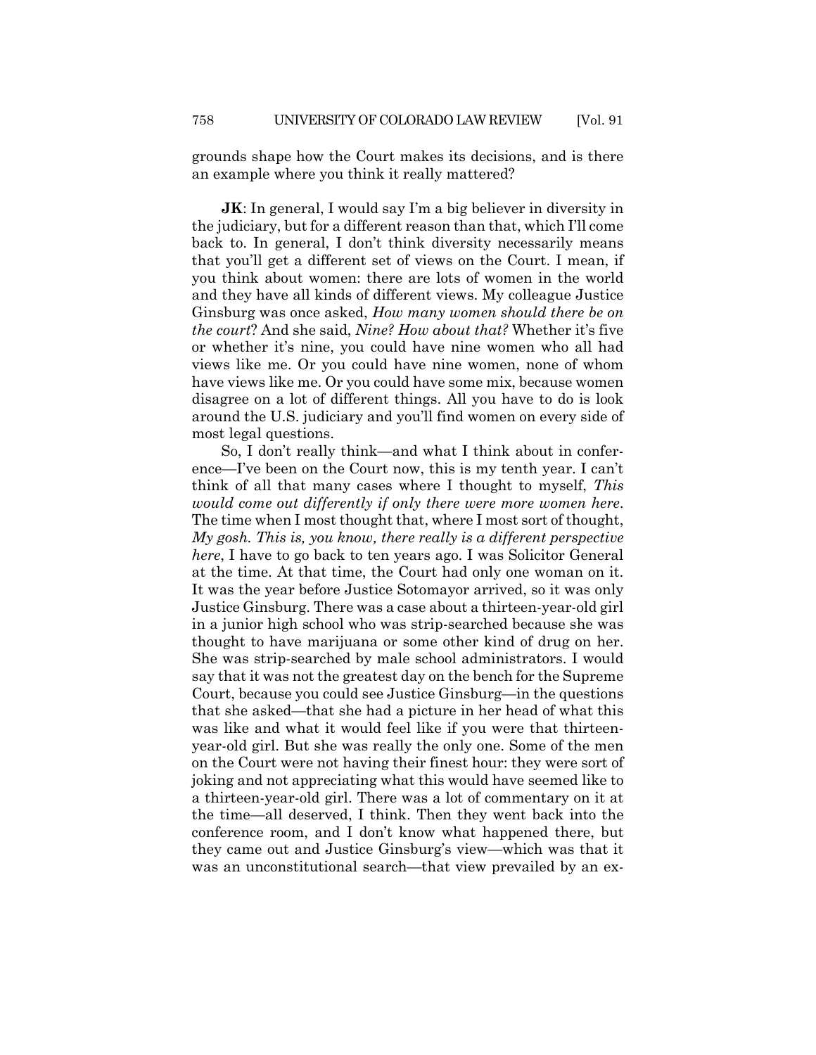grounds shape how the Court makes its decisions, and is there an example where you think it really mattered?

**JK**: In general, I would say I'm a big believer in diversity in the judiciary, but for a different reason than that, which I'll come back to. In general, I don't think diversity necessarily means that you'll get a different set of views on the Court. I mean, if you think about women: there are lots of women in the world and they have all kinds of different views. My colleague Justice Ginsburg was once asked, *How many women should there be on the court*? And she said, *Nine? How about that?* Whether it's five or whether it's nine, you could have nine women who all had views like me. Or you could have nine women, none of whom have views like me. Or you could have some mix, because women disagree on a lot of different things. All you have to do is look around the U.S. judiciary and you'll find women on every side of most legal questions.

So, I don't really think—and what I think about in conference—I've been on the Court now, this is my tenth year. I can't think of all that many cases where I thought to myself, *This would come out differently if only there were more women here*. The time when I most thought that, where I most sort of thought, *My gosh. This is, you know, there really is a different perspective here*, I have to go back to ten years ago. I was Solicitor General at the time. At that time, the Court had only one woman on it. It was the year before Justice Sotomayor arrived, so it was only Justice Ginsburg. There was a case about a thirteen-year-old girl in a junior high school who was strip-searched because she was thought to have marijuana or some other kind of drug on her. She was strip-searched by male school administrators. I would say that it was not the greatest day on the bench for the Supreme Court, because you could see Justice Ginsburg—in the questions that she asked—that she had a picture in her head of what this was like and what it would feel like if you were that thirteen-year-old girl. But she was really the only one. Some of the men on the Court were not having their finest hour: they were sort of joking and not appreciating what this would have seemed like to a thirteen-year-old girl. There was a lot of commentary on it at the time—all deserved, I think. Then they went back into the conference room, and I don't know what happened there, but they came out and Justice Ginsburg's view—which was that it was an unconstitutional search—that view prevailed by an ex-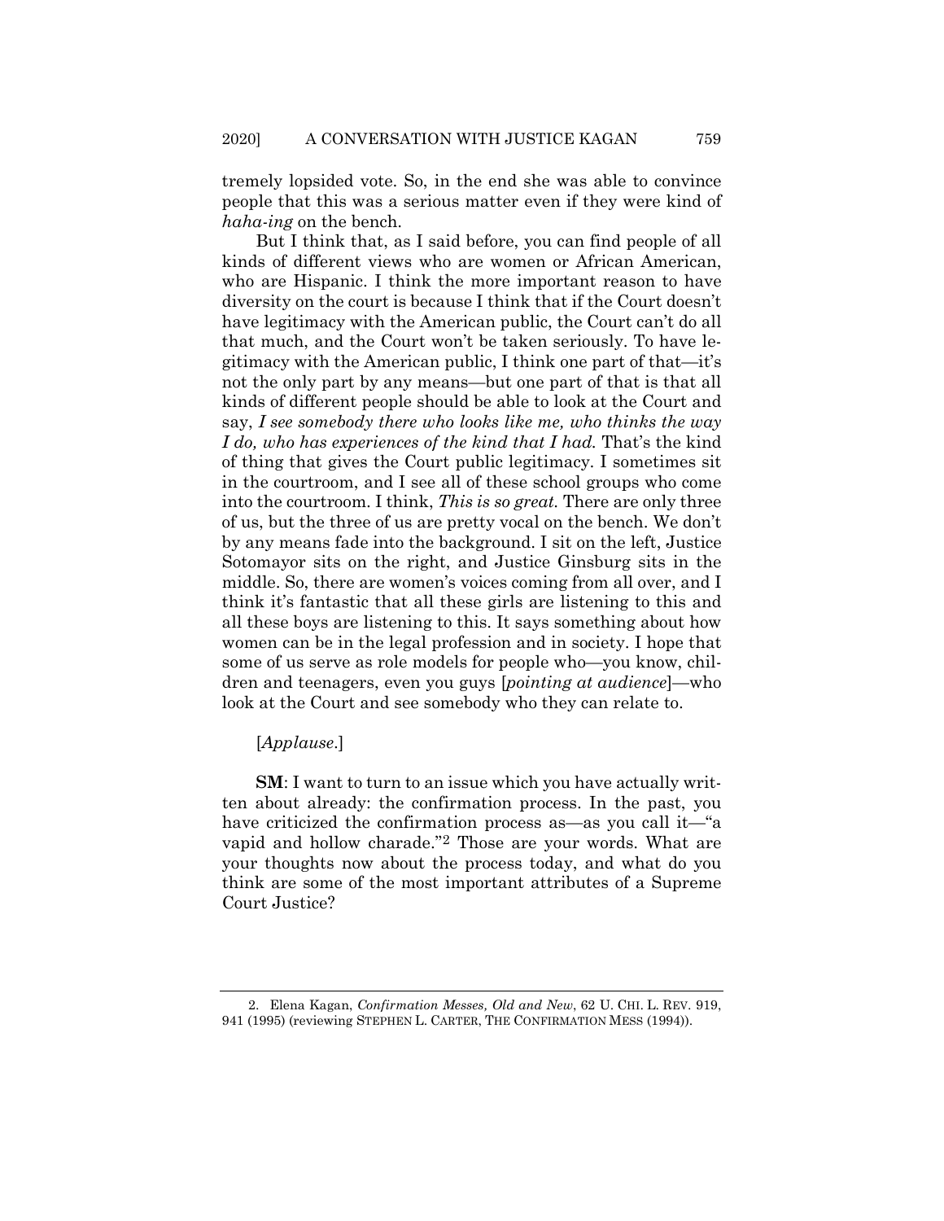tremely lopsided vote. So, in the end she was able to convince people that this was a serious matter even if they were kind of *haha-ing* on the bench.

But I think that, as I said before, you can find people of all kinds of different views who are women or African American, who are Hispanic. I think the more important reason to have diversity on the court is because I think that if the Court doesn't have legitimacy with the American public, the Court can't do all that much, and the Court won't be taken seriously. To have legitimacy with the American public, I think one part of that—it's not the only part by any means—but one part of that is that all kinds of different people should be able to look at the Court and say, *I see somebody there who looks like me, who thinks the way I do, who has experiences of the kind that I had.* That's the kind of thing that gives the Court public legitimacy. I sometimes sit in the courtroom, and I see all of these school groups who come into the courtroom. I think, *This is so great.* There are only three of us, but the three of us are pretty vocal on the bench. We don't by any means fade into the background. I sit on the left, Justice Sotomayor sits on the right, and Justice Ginsburg sits in the middle. So, there are women's voices coming from all over, and I think it's fantastic that all these girls are listening to this and all these boys are listening to this. It says something about how women can be in the legal profession and in society. I hope that some of us serve as role models for people who—you know, children and teenagers, even you guys [*pointing at audience*]—who look at the Court and see somebody who they can relate to.

[*Applause*.]

**SM**: I want to turn to an issue which you have actually written about already: the confirmation process. In the past, you have criticized the confirmation process as—as you call it—"a vapid and hollow charade."[2] Those are your words. What are your thoughts now about the process today, and what do you think are some of the most important attributes of a Supreme Court Justice?

---

2. Elena Kagan, *Confirmation Messes, Old and New*, 62 U. CHI. L. REV. 919, 941 (1995) (reviewing STEPHEN L. CARTER, THE CONFIRMATION MESS (1994)).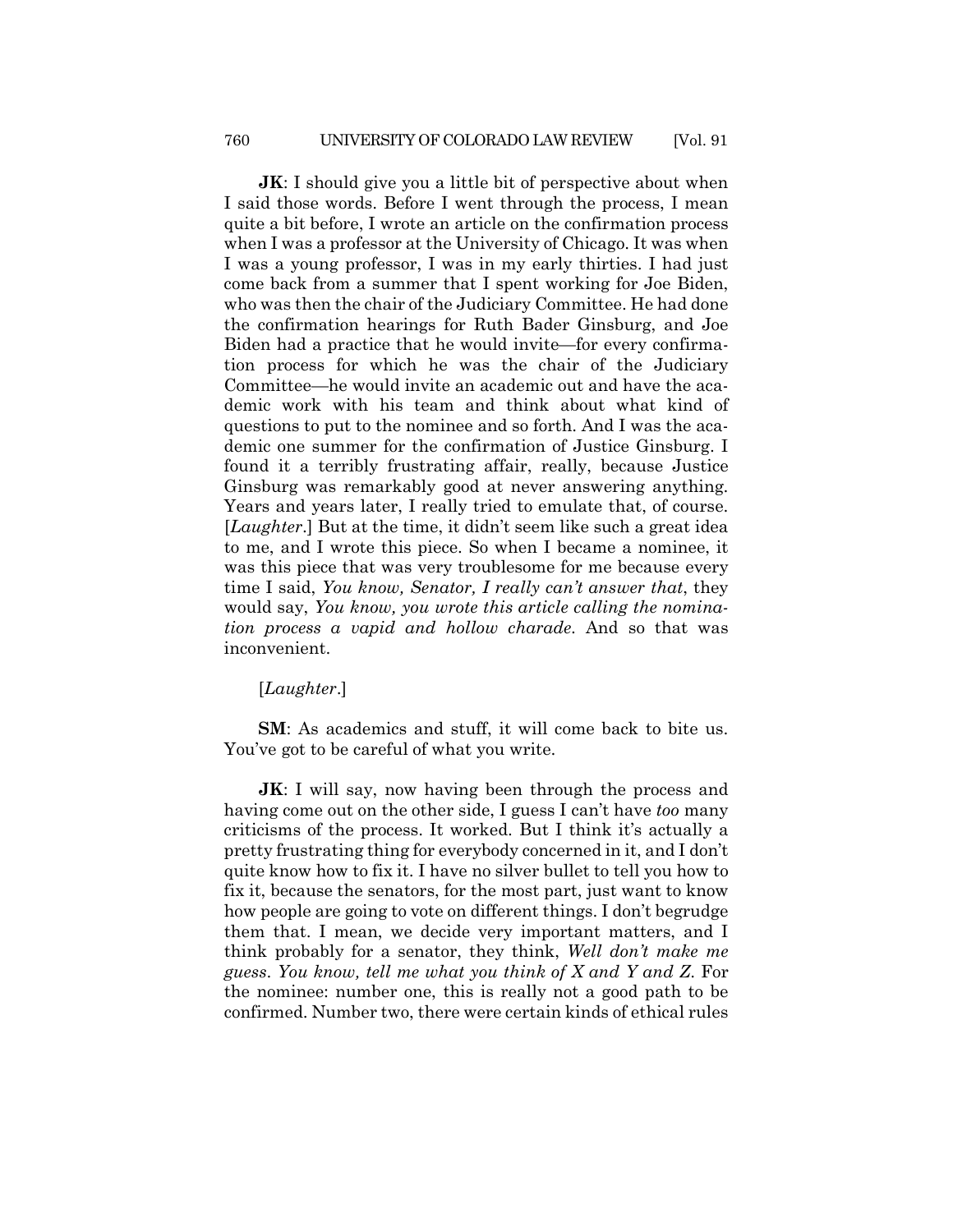**JK**: I should give you a little bit of perspective about when I said those words. Before I went through the process, I mean quite a bit before, I wrote an article on the confirmation process when I was a professor at the University of Chicago. It was when I was a young professor, I was in my early thirties. I had just come back from a summer that I spent working for Joe Biden, who was then the chair of the Judiciary Committee. He had done the confirmation hearings for Ruth Bader Ginsburg, and Joe Biden had a practice that he would invite—for every confirmation process for which he was the chair of the Judiciary Committee—he would invite an academic out and have the academic work with his team and think about what kind of questions to put to the nominee and so forth. And I was the academic one summer for the confirmation of Justice Ginsburg. I found it a terribly frustrating affair, really, because Justice Ginsburg was remarkably good at never answering anything. Years and years later, I really tried to emulate that, of course. [*Laughter*.] But at the time, it didn't seem like such a great idea to me, and I wrote this piece. So when I became a nominee, it was this piece that was very troublesome for me because every time I said, *You know, Senator, I really can't answer that*, they would say, *You know, you wrote this article calling the nomination process a vapid and hollow charade*. And so that was inconvenient.

[*Laughter*.]

**SM**: As academics and stuff, it will come back to bite us. You've got to be careful of what you write.

**JK**: I will say, now having been through the process and having come out on the other side, I guess I can't have *too* many criticisms of the process. It worked. But I think it's actually a pretty frustrating thing for everybody concerned in it, and I don't quite know how to fix it. I have no silver bullet to tell you how to fix it, because the senators, for the most part, just want to know how people are going to vote on different things. I don't begrudge them that. I mean, we decide very important matters, and I think probably for a senator, they think, *Well don't make me guess. You know, tell me what you think of X and Y and Z.* For the nominee: number one, this is really not a good path to be confirmed. Number two, there were certain kinds of ethical rules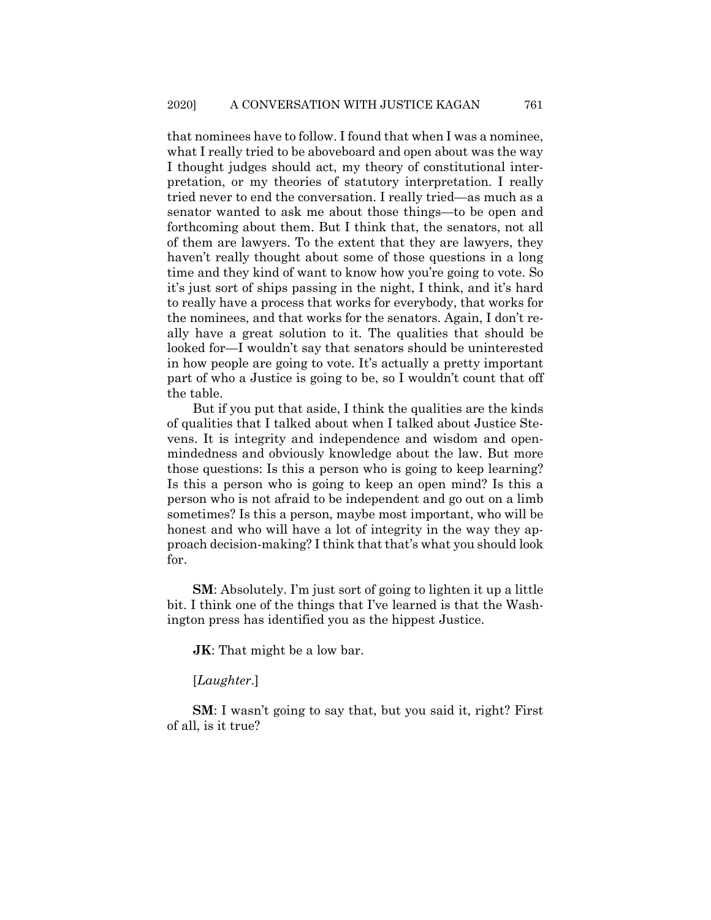that nominees have to follow. I found that when I was a nominee, what I really tried to be aboveboard and open about was the way I thought judges should act, my theory of constitutional interpretation, or my theories of statutory interpretation. I really tried never to end the conversation. I really tried—as much as a senator wanted to ask me about those things—to be open and forthcoming about them. But I think that, the senators, not all of them are lawyers. To the extent that they are lawyers, they haven't really thought about some of those questions in a long time and they kind of want to know how you're going to vote. So it's just sort of ships passing in the night, I think, and it's hard to really have a process that works for everybody, that works for the nominees, and that works for the senators. Again, I don't really have a great solution to it. The qualities that should be looked for—I wouldn't say that senators should be uninterested in how people are going to vote. It's actually a pretty important part of who a Justice is going to be, so I wouldn't count that off the table.

But if you put that aside, I think the qualities are the kinds of qualities that I talked about when I talked about Justice Stevens. It is integrity and independence and wisdom and open-mindedness and obviously knowledge about the law. But more those questions: Is this a person who is going to keep learning? Is this a person who is going to keep an open mind? Is this a person who is not afraid to be independent and go out on a limb sometimes? Is this a person, maybe most important, who will be honest and who will have a lot of integrity in the way they approach decision-making? I think that that's what you should look for.

**SM**: Absolutely. I'm just sort of going to lighten it up a little bit. I think one of the things that I've learned is that the Washington press has identified you as the hippest Justice.

**JK**: That might be a low bar.

[*Laughter*.]

**SM**: I wasn't going to say that, but you said it, right? First of all, is it true?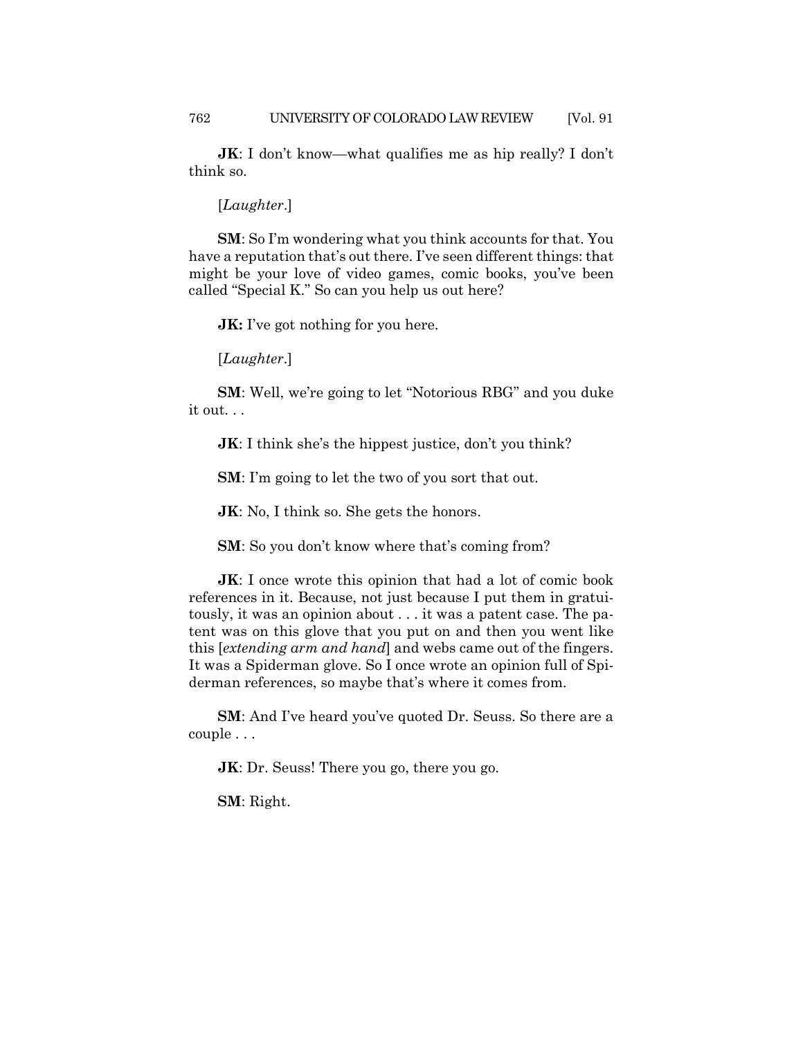**JK**: I don't know—what qualifies me as hip really? I don't think so.

[*Laughter*.]

**SM**: So I'm wondering what you think accounts for that. You have a reputation that's out there. I've seen different things: that might be your love of video games, comic books, you've been called "Special K." So can you help us out here?

**JK:** I've got nothing for you here.

[*Laughter*.]

**SM**: Well, we're going to let "Notorious RBG" and you duke it out. . .

**JK**: I think she's the hippest justice, don't you think?

**SM**: I'm going to let the two of you sort that out.

**JK**: No, I think so. She gets the honors.

**SM**: So you don't know where that's coming from?

**JK**: I once wrote this opinion that had a lot of comic book references in it. Because, not just because I put them in gratuitously, it was an opinion about . . . it was a patent case. The patent was on this glove that you put on and then you went like this [*extending arm and hand*] and webs came out of the fingers. It was a Spiderman glove. So I once wrote an opinion full of Spiderman references, so maybe that's where it comes from.

**SM**: And I've heard you've quoted Dr. Seuss. So there are a couple . . .

**JK**: Dr. Seuss! There you go, there you go.

**SM**: Right.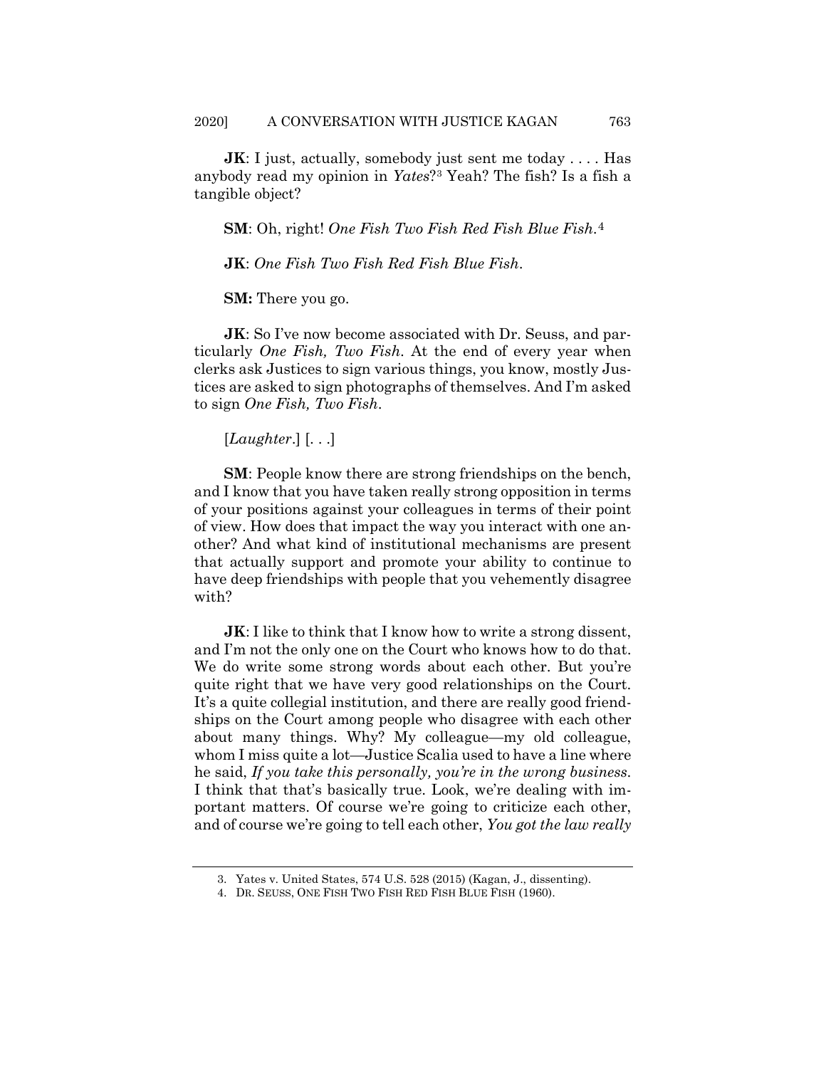**JK**: I just, actually, somebody just sent me today . . . . Has anybody read my opinion in *Yates*?[3] Yeah? The fish? Is a fish a tangible object?

**SM**: Oh, right! *One Fish Two Fish Red Fish Blue Fish*.[4]

**JK**: *One Fish Two Fish Red Fish Blue Fish*.

**SM:** There you go.

**JK**: So I've now become associated with Dr. Seuss, and particularly *One Fish, Two Fish*. At the end of every year when clerks ask Justices to sign various things, you know, mostly Justices are asked to sign photographs of themselves. And I'm asked to sign *One Fish, Two Fish*.

[*Laughter*.] [. . .]

**SM**: People know there are strong friendships on the bench, and I know that you have taken really strong opposition in terms of your positions against your colleagues in terms of their point of view. How does that impact the way you interact with one another? And what kind of institutional mechanisms are present that actually support and promote your ability to continue to have deep friendships with people that you vehemently disagree with?

**JK**: I like to think that I know how to write a strong dissent, and I'm not the only one on the Court who knows how to do that. We do write some strong words about each other. But you're quite right that we have very good relationships on the Court. It's a quite collegial institution, and there are really good friendships on the Court among people who disagree with each other about many things. Why? My colleague—my old colleague, whom I miss quite a lot—Justice Scalia used to have a line where he said, *If you take this personally, you're in the wrong business.* I think that that's basically true. Look, we're dealing with important matters. Of course we're going to criticize each other, and of course we're going to tell each other, *You got the law really*

3. Yates v. United States, 574 U.S. 528 (2015) (Kagan, J., dissenting).

4. DR. SEUSS, ONE FISH TWO FISH RED FISH BLUE FISH (1960).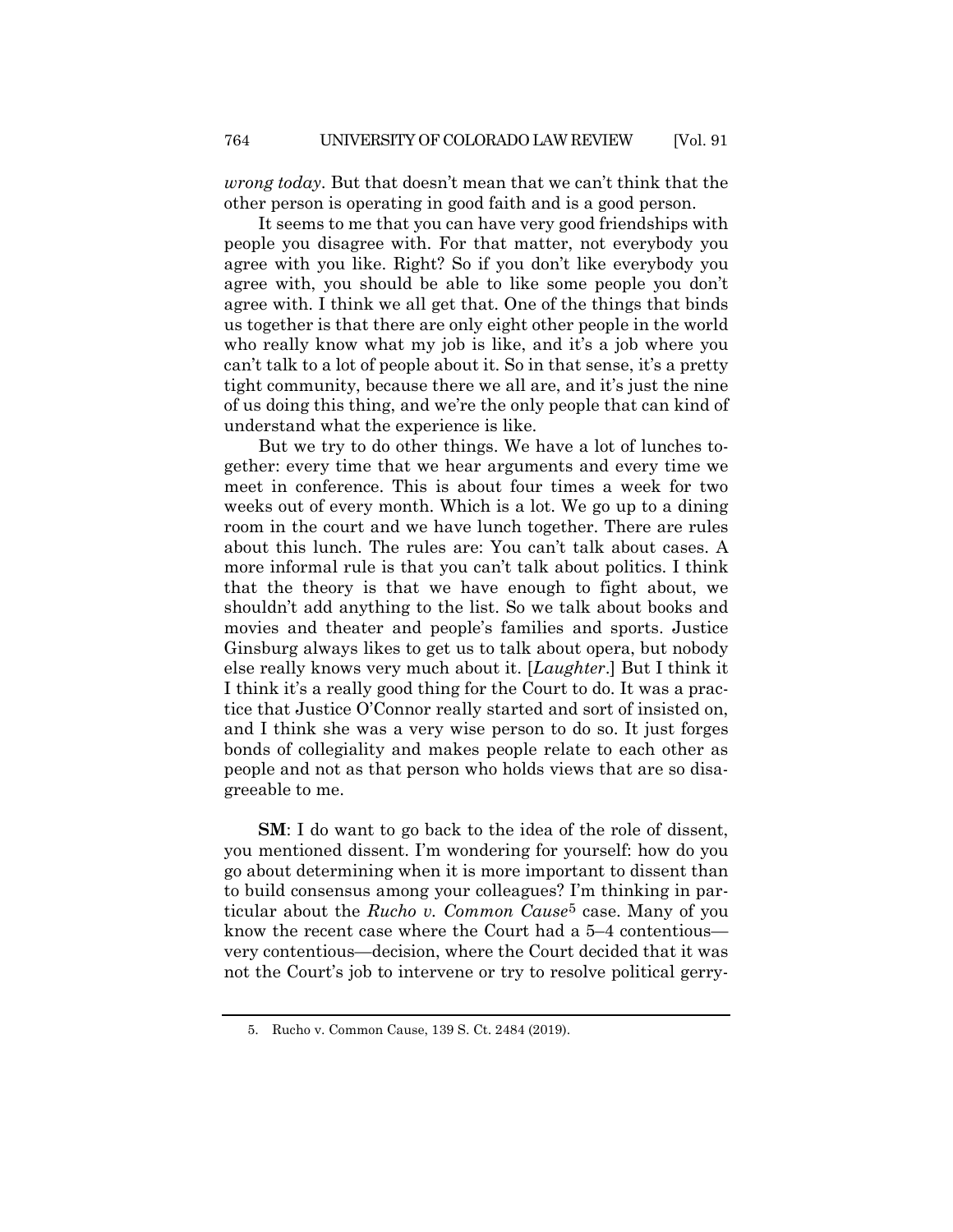*wrong today*. But that doesn't mean that we can't think that the other person is operating in good faith and is a good person.

It seems to me that you can have very good friendships with people you disagree with. For that matter, not everybody you agree with you like. Right? So if you don't like everybody you agree with, you should be able to like some people you don't agree with. I think we all get that. One of the things that binds us together is that there are only eight other people in the world who really know what my job is like, and it's a job where you can't talk to a lot of people about it. So in that sense, it's a pretty tight community, because there we all are, and it's just the nine of us doing this thing, and we're the only people that can kind of understand what the experience is like.

But we try to do other things. We have a lot of lunches together: every time that we hear arguments and every time we meet in conference. This is about four times a week for two weeks out of every month. Which is a lot. We go up to a dining room in the court and we have lunch together. There are rules about this lunch. The rules are: You can't talk about cases. A more informal rule is that you can't talk about politics. I think that the theory is that we have enough to fight about, we shouldn't add anything to the list. So we talk about books and movies and theater and people's families and sports. Justice Ginsburg always likes to get us to talk about opera, but nobody else really knows very much about it. [*Laughter*.] But I think it I think it's a really good thing for the Court to do. It was a practice that Justice O'Connor really started and sort of insisted on, and I think she was a very wise person to do so. It just forges bonds of collegiality and makes people relate to each other as people and not as that person who holds views that are so disagreeable to me.

**SM**: I do want to go back to the idea of the role of dissent, you mentioned dissent. I'm wondering for yourself: how do you go about determining when it is more important to dissent than to build consensus among your colleagues? I'm thinking in particular about the *Rucho v. Common Cause*[5] case. Many of you know the recent case where the Court had a 5–4 contentious—very contentious—decision, where the Court decided that it was not the Court's job to intervene or try to resolve political gerry-

5. Rucho v. Common Cause, 139 S. Ct. 2484 (2019).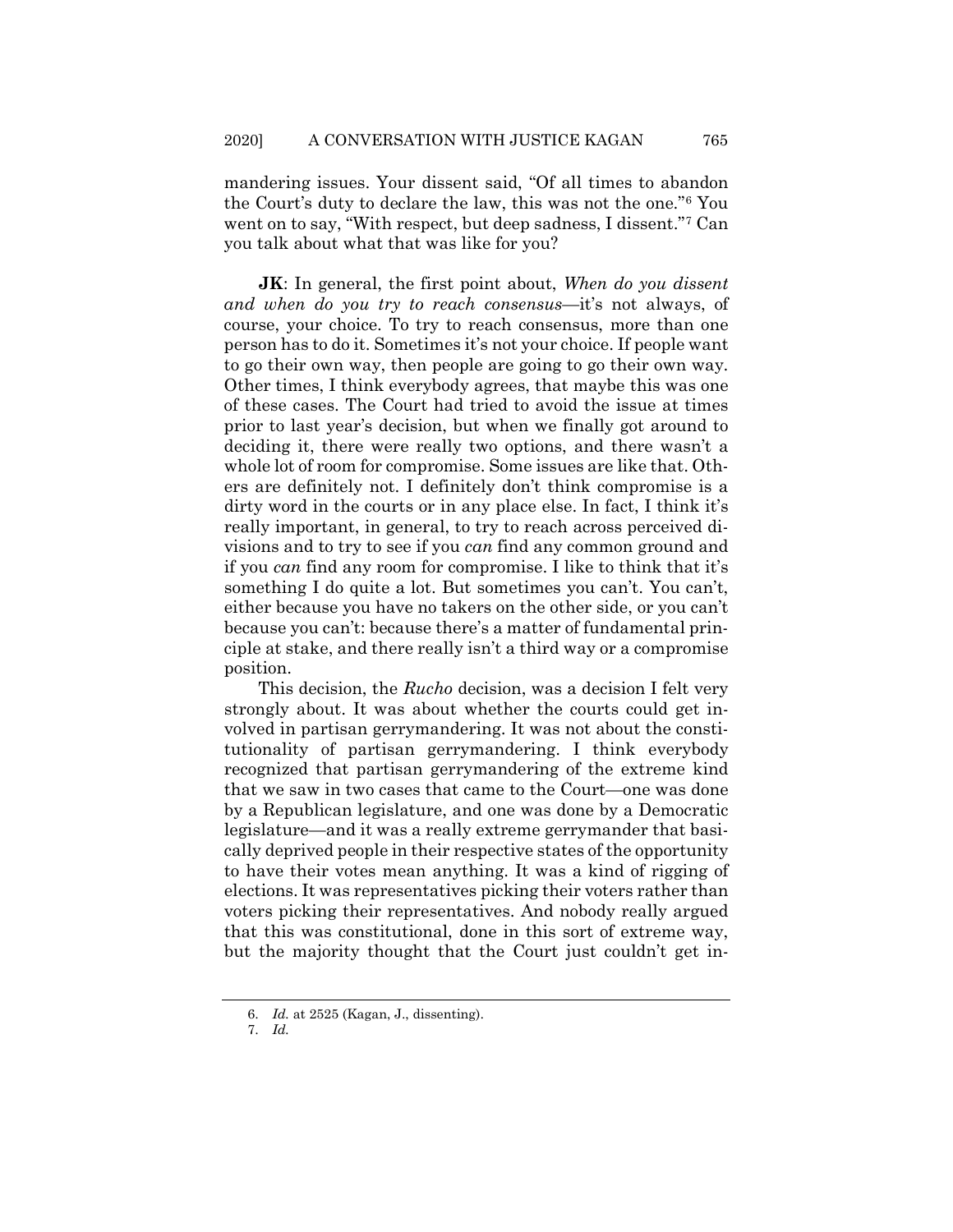mandering issues. Your dissent said, "Of all times to abandon the Court's duty to declare the law, this was not the one."[6] You went on to say, "With respect, but deep sadness, I dissent."[7] Can you talk about what that was like for you?

**JK**: In general, the first point about, *When do you dissent and when do you try to reach consensus*—it's not always, of course, your choice. To try to reach consensus, more than one person has to do it. Sometimes it's not your choice. If people want to go their own way, then people are going to go their own way. Other times, I think everybody agrees, that maybe this was one of these cases. The Court had tried to avoid the issue at times prior to last year's decision, but when we finally got around to deciding it, there were really two options, and there wasn't a whole lot of room for compromise. Some issues are like that. Others are definitely not. I definitely don't think compromise is a dirty word in the courts or in any place else. In fact, I think it's really important, in general, to try to reach across perceived divisions and to try to see if you *can* find any common ground and if you *can* find any room for compromise. I like to think that it's something I do quite a lot. But sometimes you can't. You can't, either because you have no takers on the other side, or you can't because you can't: because there's a matter of fundamental principle at stake, and there really isn't a third way or a compromise position.

This decision, the *Rucho* decision, was a decision I felt very strongly about. It was about whether the courts could get involved in partisan gerrymandering. It was not about the constitutionality of partisan gerrymandering. I think everybody recognized that partisan gerrymandering of the extreme kind that we saw in two cases that came to the Court—one was done by a Republican legislature, and one was done by a Democratic legislature—and it was a really extreme gerrymander that basically deprived people in their respective states of the opportunity to have their votes mean anything. It was a kind of rigging of elections. It was representatives picking their voters rather than voters picking their representatives. And nobody really argued that this was constitutional, done in this sort of extreme way, but the majority thought that the Court just couldn't get in-

6. *Id.* at 2525 (Kagan, J., dissenting).

7. *Id.*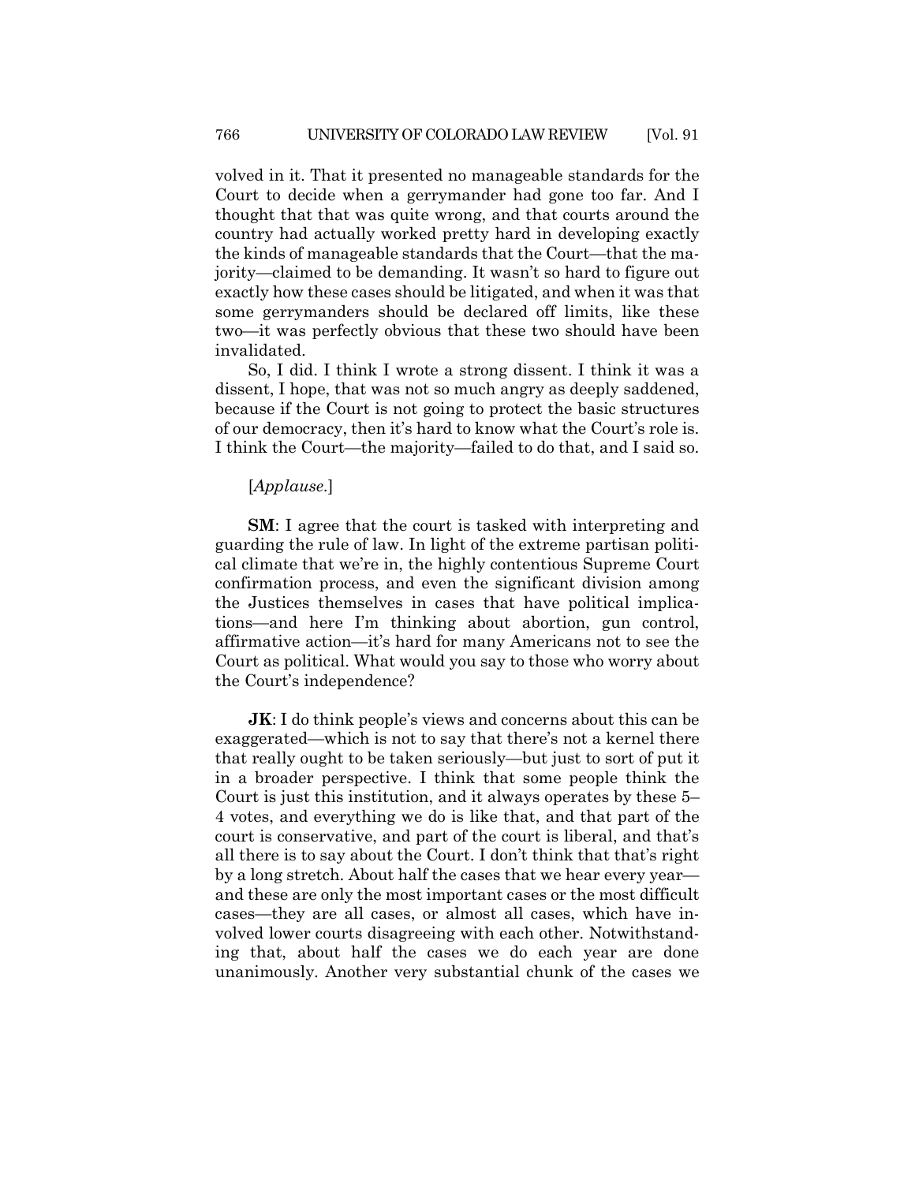volved in it. That it presented no manageable standards for the Court to decide when a gerrymander had gone too far. And I thought that that was quite wrong, and that courts around the country had actually worked pretty hard in developing exactly the kinds of manageable standards that the Court—that the majority—claimed to be demanding. It wasn't so hard to figure out exactly how these cases should be litigated, and when it was that some gerrymanders should be declared off limits, like these two—it was perfectly obvious that these two should have been invalidated.

So, I did. I think I wrote a strong dissent. I think it was a dissent, I hope, that was not so much angry as deeply saddened, because if the Court is not going to protect the basic structures of our democracy, then it's hard to know what the Court's role is. I think the Court—the majority—failed to do that, and I said so.

[*Applause.*]

**SM**: I agree that the court is tasked with interpreting and guarding the rule of law. In light of the extreme partisan political climate that we're in, the highly contentious Supreme Court confirmation process, and even the significant division among the Justices themselves in cases that have political implications—and here I'm thinking about abortion, gun control, affirmative action—it's hard for many Americans not to see the Court as political. What would you say to those who worry about the Court's independence?

**JK**: I do think people's views and concerns about this can be exaggerated—which is not to say that there's not a kernel there that really ought to be taken seriously—but just to sort of put it in a broader perspective. I think that some people think the Court is just this institution, and it always operates by these 5–4 votes, and everything we do is like that, and that part of the court is conservative, and part of the court is liberal, and that's all there is to say about the Court. I don't think that that's right by a long stretch. About half the cases that we hear every year—and these are only the most important cases or the most difficult cases—they are all cases, or almost all cases, which have involved lower courts disagreeing with each other. Notwithstanding that, about half the cases we do each year are done unanimously. Another very substantial chunk of the cases we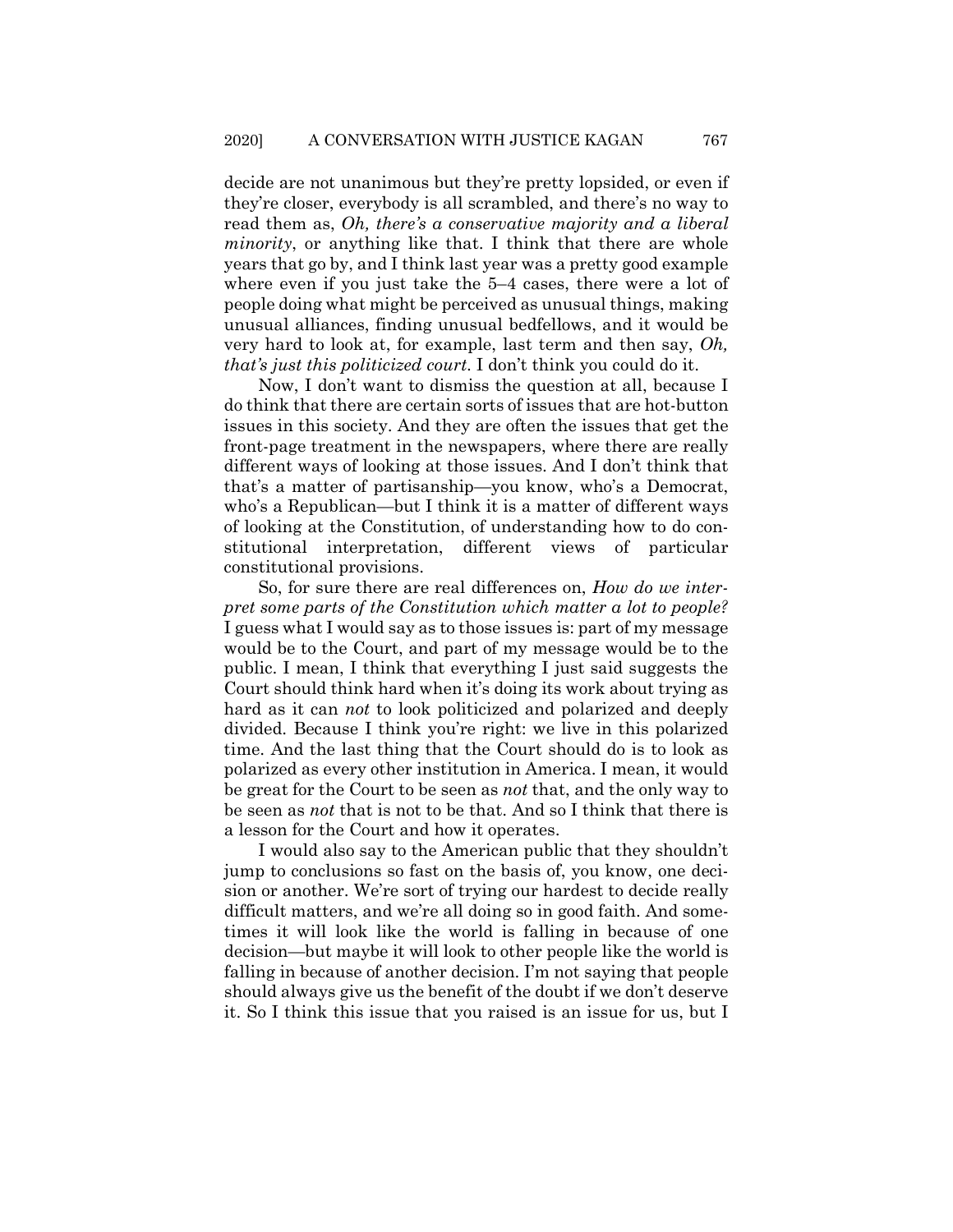decide are not unanimous but they're pretty lopsided, or even if they're closer, everybody is all scrambled, and there's no way to read them as, *Oh, there's a conservative majority and a liberal minority*, or anything like that. I think that there are whole years that go by, and I think last year was a pretty good example where even if you just take the 5–4 cases, there were a lot of people doing what might be perceived as unusual things, making unusual alliances, finding unusual bedfellows, and it would be very hard to look at, for example, last term and then say, *Oh, that's just this politicized court*. I don't think you could do it.

Now, I don't want to dismiss the question at all, because I do think that there are certain sorts of issues that are hot-button issues in this society. And they are often the issues that get the front-page treatment in the newspapers, where there are really different ways of looking at those issues. And I don't think that that's a matter of partisanship—you know, who's a Democrat, who's a Republican—but I think it is a matter of different ways of looking at the Constitution, of understanding how to do constitutional interpretation, different views of particular constitutional provisions.

So, for sure there are real differences on, *How do we interpret some parts of the Constitution which matter a lot to people?* I guess what I would say as to those issues is: part of my message would be to the Court, and part of my message would be to the public. I mean, I think that everything I just said suggests the Court should think hard when it's doing its work about trying as hard as it can *not* to look politicized and polarized and deeply divided. Because I think you're right: we live in this polarized time. And the last thing that the Court should do is to look as polarized as every other institution in America. I mean, it would be great for the Court to be seen as *not* that, and the only way to be seen as *not* that is not to be that. And so I think that there is a lesson for the Court and how it operates.

I would also say to the American public that they shouldn't jump to conclusions so fast on the basis of, you know, one decision or another. We're sort of trying our hardest to decide really difficult matters, and we're all doing so in good faith. And sometimes it will look like the world is falling in because of one decision—but maybe it will look to other people like the world is falling in because of another decision. I'm not saying that people should always give us the benefit of the doubt if we don't deserve it. So I think this issue that you raised is an issue for us, but I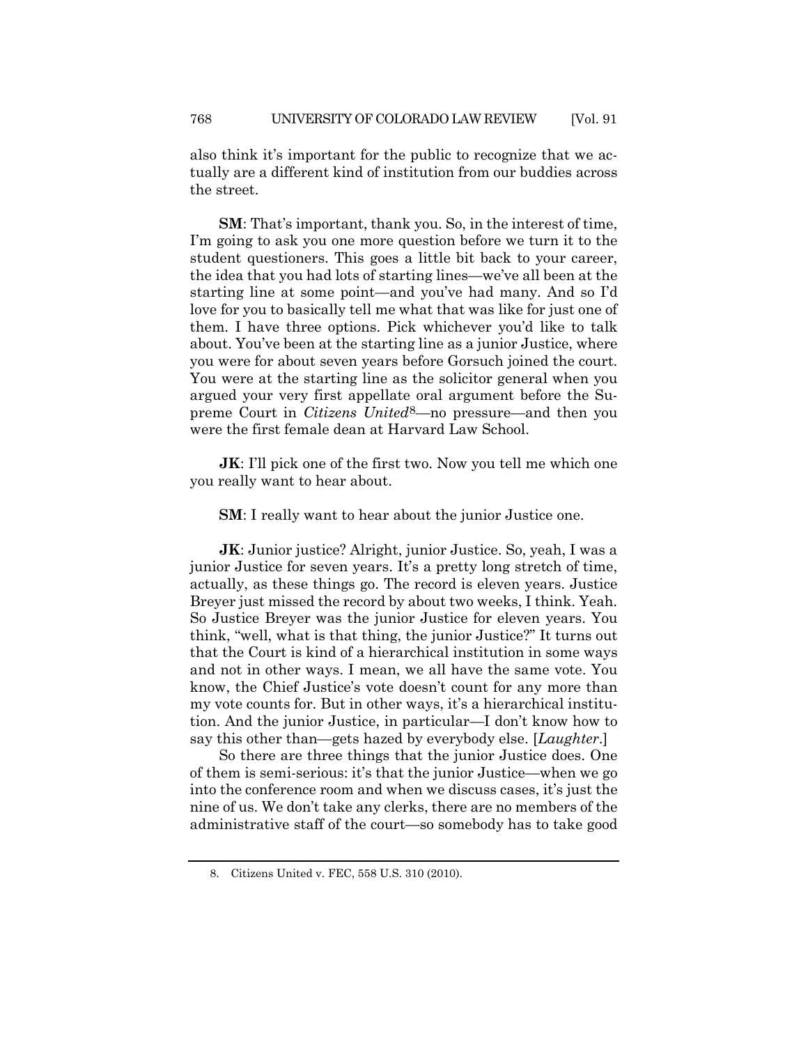also think it's important for the public to recognize that we actually are a different kind of institution from our buddies across the street.

**SM**: That's important, thank you. So, in the interest of time, I'm going to ask you one more question before we turn it to the student questioners. This goes a little bit back to your career, the idea that you had lots of starting lines—we've all been at the starting line at some point—and you've had many. And so I'd love for you to basically tell me what that was like for just one of them. I have three options. Pick whichever you'd like to talk about. You've been at the starting line as a junior Justice, where you were for about seven years before Gorsuch joined the court. You were at the starting line as the solicitor general when you argued your very first appellate oral argument before the Supreme Court in *Citizens United*[8]—no pressure—and then you were the first female dean at Harvard Law School.

**JK**: I'll pick one of the first two. Now you tell me which one you really want to hear about.

**SM**: I really want to hear about the junior Justice one.

**JK**: Junior justice? Alright, junior Justice. So, yeah, I was a junior Justice for seven years. It's a pretty long stretch of time, actually, as these things go. The record is eleven years. Justice Breyer just missed the record by about two weeks, I think. Yeah. So Justice Breyer was the junior Justice for eleven years. You think, "well, what is that thing, the junior Justice?" It turns out that the Court is kind of a hierarchical institution in some ways and not in other ways. I mean, we all have the same vote. You know, the Chief Justice's vote doesn't count for any more than my vote counts for. But in other ways, it's a hierarchical institution. And the junior Justice, in particular—I don't know how to say this other than—gets hazed by everybody else. [*Laughter*.]

So there are three things that the junior Justice does. One of them is semi-serious: it's that the junior Justice—when we go into the conference room and when we discuss cases, it's just the nine of us. We don't take any clerks, there are no members of the administrative staff of the court—so somebody has to take good

8. Citizens United v. FEC, 558 U.S. 310 (2010).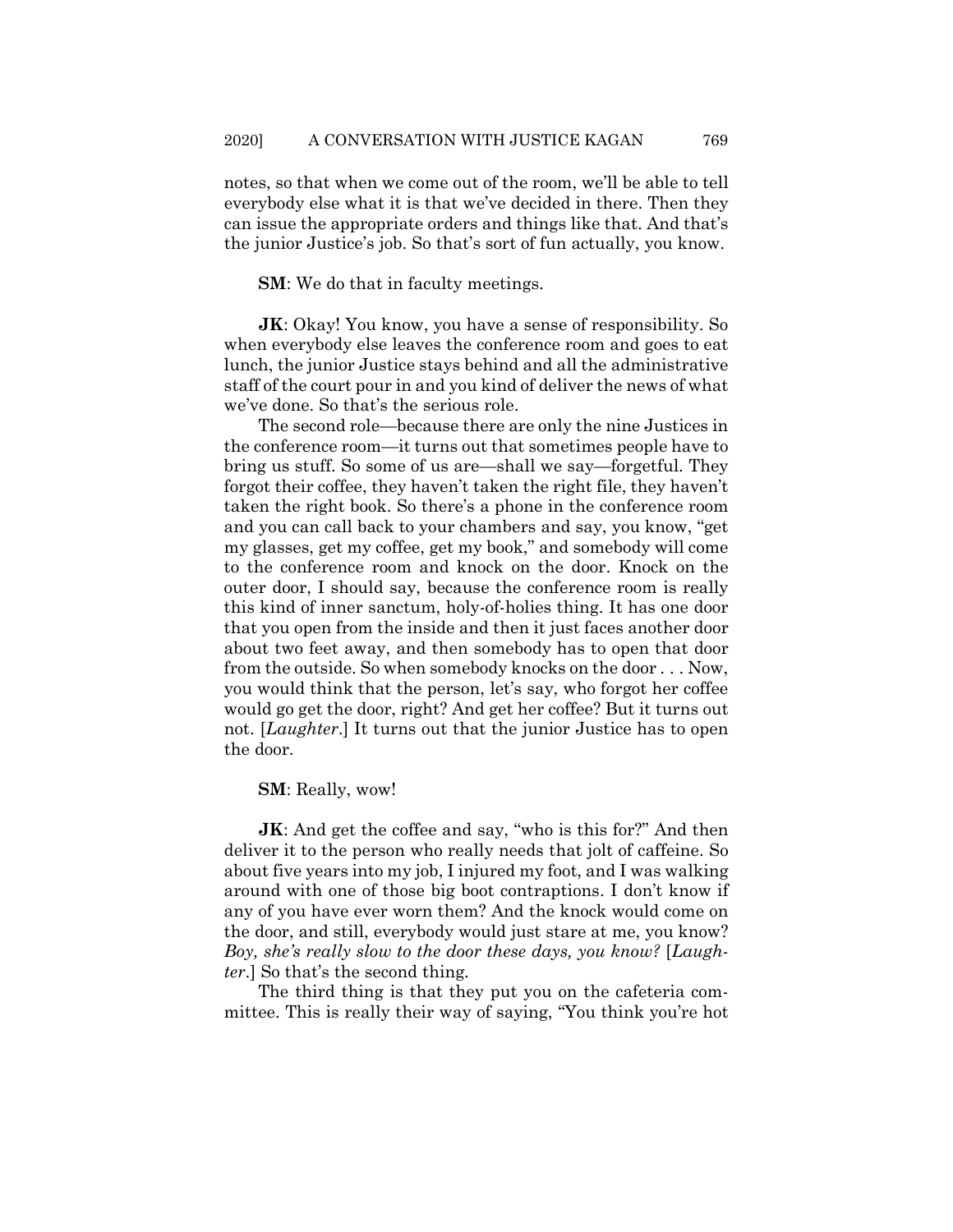notes, so that when we come out of the room, we'll be able to tell everybody else what it is that we've decided in there. Then they can issue the appropriate orders and things like that. And that's the junior Justice's job. So that's sort of fun actually, you know.

**SM**: We do that in faculty meetings.

**JK**: Okay! You know, you have a sense of responsibility. So when everybody else leaves the conference room and goes to eat lunch, the junior Justice stays behind and all the administrative staff of the court pour in and you kind of deliver the news of what we've done. So that's the serious role.

The second role—because there are only the nine Justices in the conference room—it turns out that sometimes people have to bring us stuff. So some of us are—shall we say—forgetful. They forgot their coffee, they haven't taken the right file, they haven't taken the right book. So there's a phone in the conference room and you can call back to your chambers and say, you know, "get my glasses, get my coffee, get my book," and somebody will come to the conference room and knock on the door. Knock on the outer door, I should say, because the conference room is really this kind of inner sanctum, holy-of-holies thing. It has one door that you open from the inside and then it just faces another door about two feet away, and then somebody has to open that door from the outside. So when somebody knocks on the door . . . Now, you would think that the person, let's say, who forgot her coffee would go get the door, right? And get her coffee? But it turns out not. [*Laughter*.] It turns out that the junior Justice has to open the door.

**SM**: Really, wow!

**JK**: And get the coffee and say, "who is this for?" And then deliver it to the person who really needs that jolt of caffeine. So about five years into my job, I injured my foot, and I was walking around with one of those big boot contraptions. I don't know if any of you have ever worn them? And the knock would come on the door, and still, everybody would just stare at me, you know? *Boy, she's really slow to the door these days, you know?* [*Laughter*.] So that's the second thing.

The third thing is that they put you on the cafeteria committee. This is really their way of saying, "You think you're hot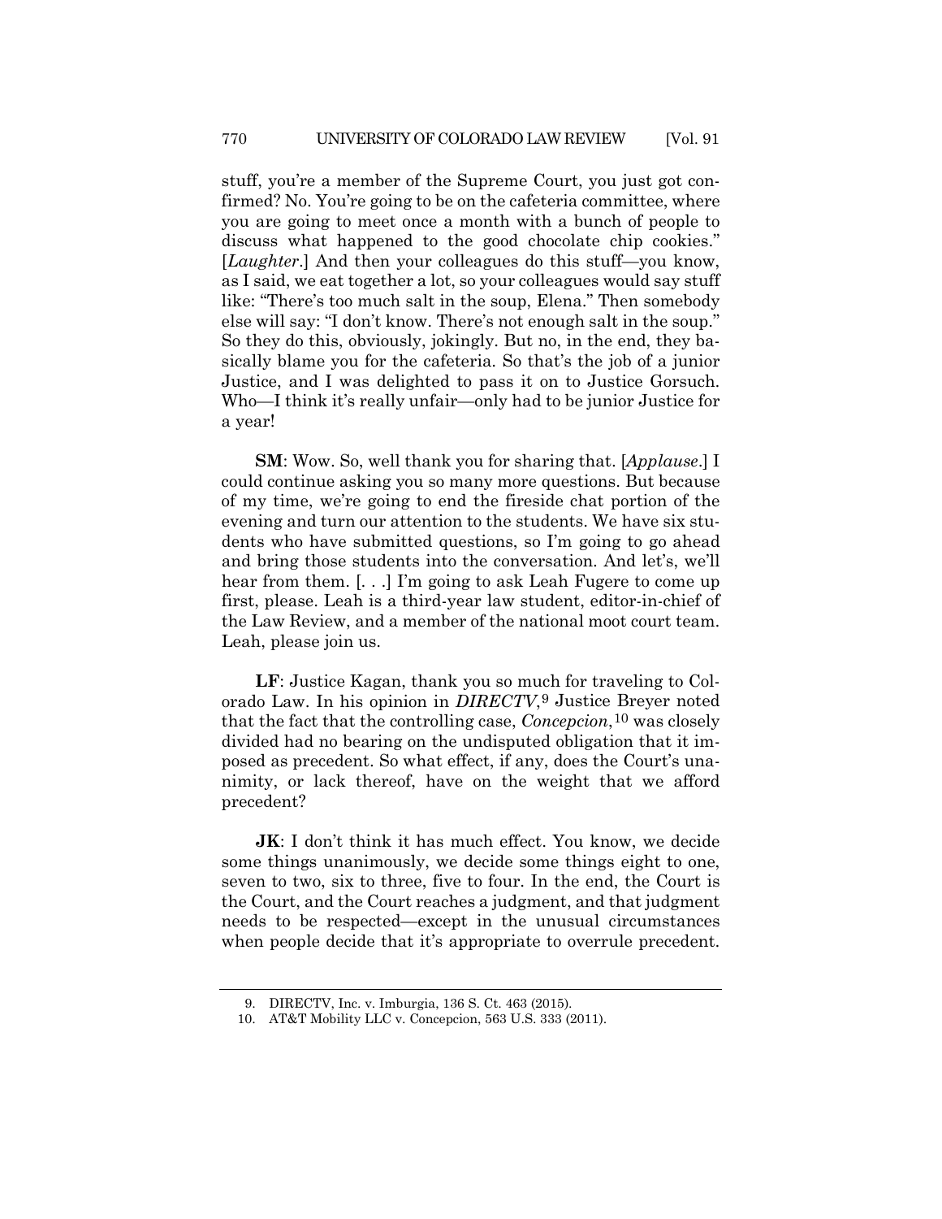stuff, you're a member of the Supreme Court, you just got confirmed? No. You're going to be on the cafeteria committee, where you are going to meet once a month with a bunch of people to discuss what happened to the good chocolate chip cookies." [*Laughter*.] And then your colleagues do this stuff—you know, as I said, we eat together a lot, so your colleagues would say stuff like: "There's too much salt in the soup, Elena." Then somebody else will say: "I don't know. There's not enough salt in the soup." So they do this, obviously, jokingly. But no, in the end, they basically blame you for the cafeteria. So that's the job of a junior Justice, and I was delighted to pass it on to Justice Gorsuch. Who—I think it's really unfair—only had to be junior Justice for a year!

**SM**: Wow. So, well thank you for sharing that. [*Applause*.] I could continue asking you so many more questions. But because of my time, we're going to end the fireside chat portion of the evening and turn our attention to the students. We have six students who have submitted questions, so I'm going to go ahead and bring those students into the conversation. And let's, we'll hear from them. [. . .] I'm going to ask Leah Fugere to come up first, please. Leah is a third-year law student, editor-in-chief of the Law Review, and a member of the national moot court team. Leah, please join us.

**LF**: Justice Kagan, thank you so much for traveling to Colorado Law. In his opinion in *DIRECTV*,[9] Justice Breyer noted that the fact that the controlling case, *Concepcion*,[10] was closely divided had no bearing on the undisputed obligation that it imposed as precedent. So what effect, if any, does the Court's unanimity, or lack thereof, have on the weight that we afford precedent?

**JK**: I don't think it has much effect. You know, we decide some things unanimously, we decide some things eight to one, seven to two, six to three, five to four. In the end, the Court is the Court, and the Court reaches a judgment, and that judgment needs to be respected—except in the unusual circumstances when people decide that it's appropriate to overrule precedent.

9. DIRECTV, Inc. v. Imburgia, 136 S. Ct. 463 (2015).

10. AT&T Mobility LLC v. Concepcion, 563 U.S. 333 (2011).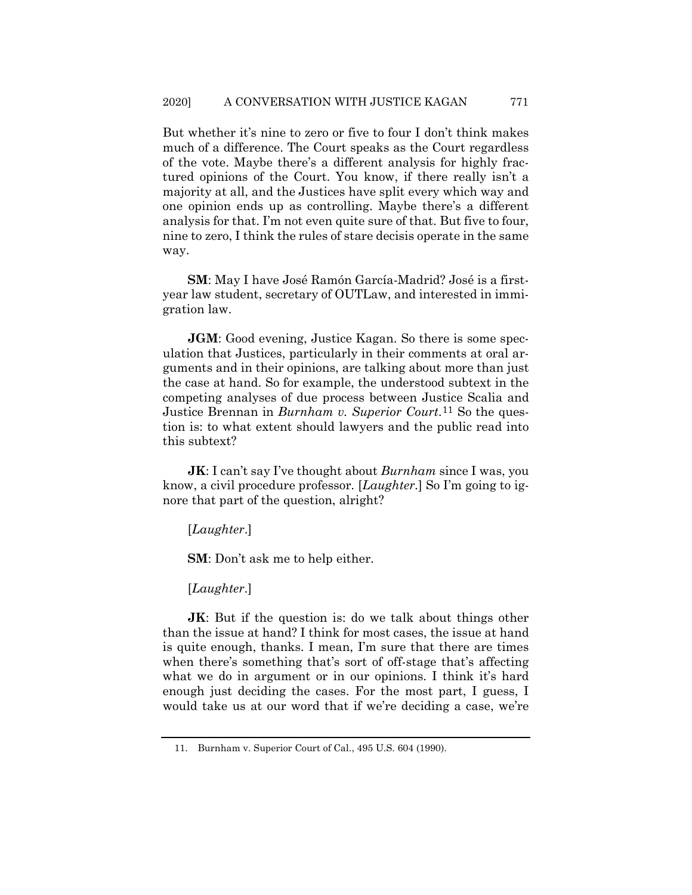But whether it's nine to zero or five to four I don't think makes much of a difference. The Court speaks as the Court regardless of the vote. Maybe there's a different analysis for highly fractured opinions of the Court. You know, if there really isn't a majority at all, and the Justices have split every which way and one opinion ends up as controlling. Maybe there's a different analysis for that. I'm not even quite sure of that. But five to four, nine to zero, I think the rules of stare decisis operate in the same way.

**SM**: May I have José Ramón García-Madrid? José is a first-year law student, secretary of OUTLaw, and interested in immigration law.

**JGM**: Good evening, Justice Kagan. So there is some speculation that Justices, particularly in their comments at oral arguments and in their opinions, are talking about more than just the case at hand. So for example, the understood subtext in the competing analyses of due process between Justice Scalia and Justice Brennan in *Burnham v. Superior Court*.[11] So the question is: to what extent should lawyers and the public read into this subtext?

**JK**: I can't say I've thought about *Burnham* since I was, you know, a civil procedure professor. [*Laughter*.] So I'm going to ignore that part of the question, alright?

[*Laughter*.]

**SM**: Don't ask me to help either.

[*Laughter*.]

**JK**: But if the question is: do we talk about things other than the issue at hand? I think for most cases, the issue at hand is quite enough, thanks. I mean, I'm sure that there are times when there's something that's sort of off-stage that's affecting what we do in argument or in our opinions. I think it's hard enough just deciding the cases. For the most part, I guess, I would take us at our word that if we're deciding a case, we're

11. Burnham v. Superior Court of Cal., 495 U.S. 604 (1990).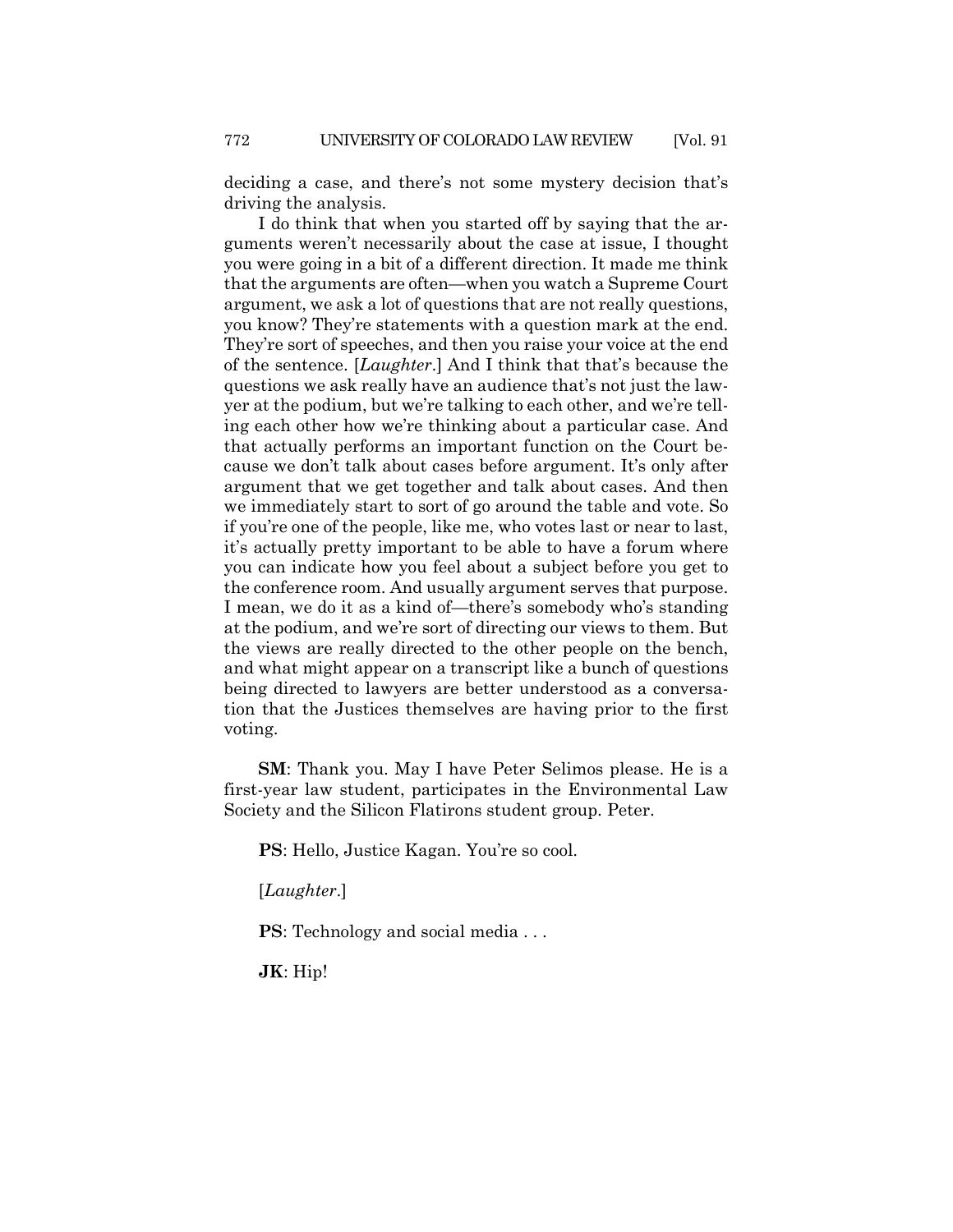deciding a case, and there's not some mystery decision that's driving the analysis.

I do think that when you started off by saying that the arguments weren't necessarily about the case at issue, I thought you were going in a bit of a different direction. It made me think that the arguments are often—when you watch a Supreme Court argument, we ask a lot of questions that are not really questions, you know? They're statements with a question mark at the end. They're sort of speeches, and then you raise your voice at the end of the sentence. [*Laughter*.] And I think that that's because the questions we ask really have an audience that's not just the lawyer at the podium, but we're talking to each other, and we're telling each other how we're thinking about a particular case. And that actually performs an important function on the Court because we don't talk about cases before argument. It's only after argument that we get together and talk about cases. And then we immediately start to sort of go around the table and vote. So if you're one of the people, like me, who votes last or near to last, it's actually pretty important to be able to have a forum where you can indicate how you feel about a subject before you get to the conference room. And usually argument serves that purpose. I mean, we do it as a kind of—there's somebody who's standing at the podium, and we're sort of directing our views to them. But the views are really directed to the other people on the bench, and what might appear on a transcript like a bunch of questions being directed to lawyers are better understood as a conversation that the Justices themselves are having prior to the first voting.

**SM**: Thank you. May I have Peter Selimos please. He is a first-year law student, participates in the Environmental Law Society and the Silicon Flatirons student group. Peter.

**PS**: Hello, Justice Kagan. You're so cool.

[*Laughter*.]

**PS**: Technology and social media . . .

**JK**: Hip!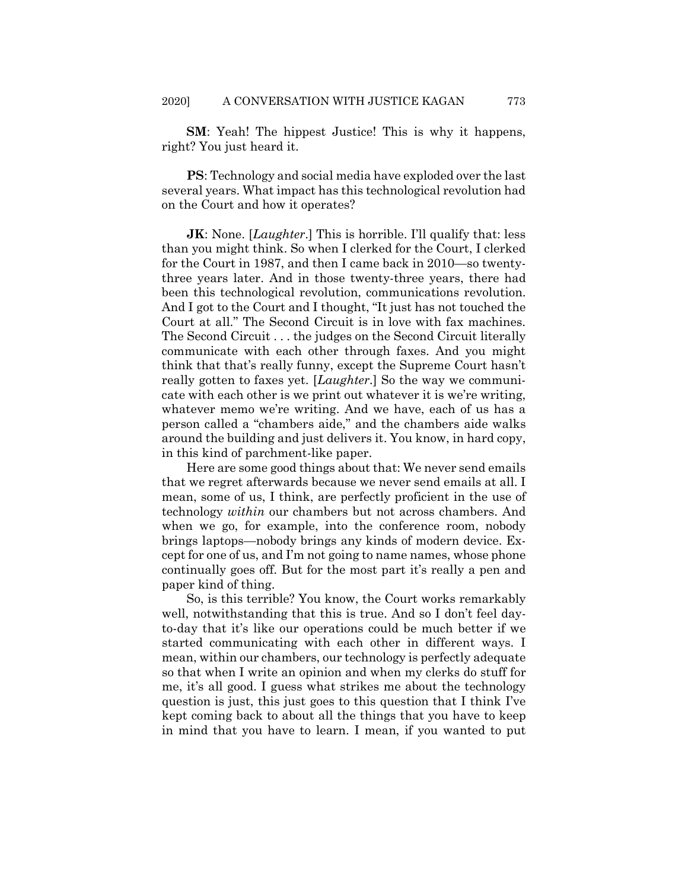**SM**: Yeah! The hippest Justice! This is why it happens, right? You just heard it.

**PS**: Technology and social media have exploded over the last several years. What impact has this technological revolution had on the Court and how it operates?

**JK**: None. [*Laughter*.] This is horrible. I'll qualify that: less than you might think. So when I clerked for the Court, I clerked for the Court in 1987, and then I came back in 2010—so twenty-three years later. And in those twenty-three years, there had been this technological revolution, communications revolution. And I got to the Court and I thought, "It just has not touched the Court at all." The Second Circuit is in love with fax machines. The Second Circuit . . . the judges on the Second Circuit literally communicate with each other through faxes. And you might think that that's really funny, except the Supreme Court hasn't really gotten to faxes yet. [*Laughter*.] So the way we communicate with each other is we print out whatever it is we're writing, whatever memo we're writing. And we have, each of us has a person called a "chambers aide," and the chambers aide walks around the building and just delivers it. You know, in hard copy, in this kind of parchment-like paper.

Here are some good things about that: We never send emails that we regret afterwards because we never send emails at all. I mean, some of us, I think, are perfectly proficient in the use of technology *within* our chambers but not across chambers. And when we go, for example, into the conference room, nobody brings laptops—nobody brings any kinds of modern device. Except for one of us, and I'm not going to name names, whose phone continually goes off. But for the most part it's really a pen and paper kind of thing.

So, is this terrible? You know, the Court works remarkably well, notwithstanding that this is true. And so I don't feel day-to-day that it's like our operations could be much better if we started communicating with each other in different ways. I mean, within our chambers, our technology is perfectly adequate so that when I write an opinion and when my clerks do stuff for me, it's all good. I guess what strikes me about the technology question is just, this just goes to this question that I think I've kept coming back to about all the things that you have to keep in mind that you have to learn. I mean, if you wanted to put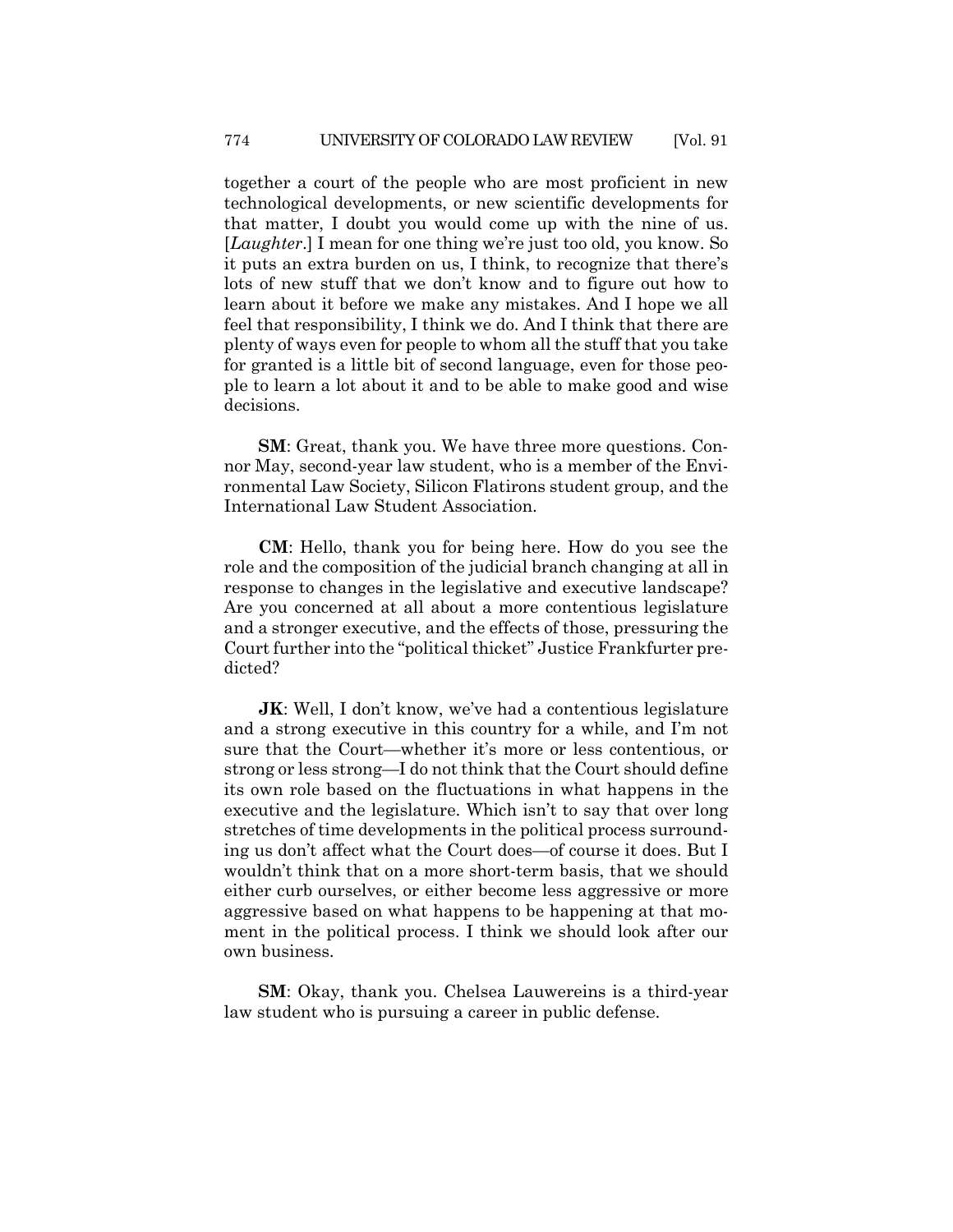together a court of the people who are most proficient in new technological developments, or new scientific developments for that matter, I doubt you would come up with the nine of us. [*Laughter*.] I mean for one thing we're just too old, you know. So it puts an extra burden on us, I think, to recognize that there's lots of new stuff that we don't know and to figure out how to learn about it before we make any mistakes. And I hope we all feel that responsibility, I think we do. And I think that there are plenty of ways even for people to whom all the stuff that you take for granted is a little bit of second language, even for those people to learn a lot about it and to be able to make good and wise decisions.

**SM**: Great, thank you. We have three more questions. Connor May, second-year law student, who is a member of the Environmental Law Society, Silicon Flatirons student group, and the International Law Student Association.

**CM**: Hello, thank you for being here. How do you see the role and the composition of the judicial branch changing at all in response to changes in the legislative and executive landscape? Are you concerned at all about a more contentious legislature and a stronger executive, and the effects of those, pressuring the Court further into the "political thicket" Justice Frankfurter predicted?

**JK**: Well, I don't know, we've had a contentious legislature and a strong executive in this country for a while, and I'm not sure that the Court—whether it's more or less contentious, or strong or less strong—I do not think that the Court should define its own role based on the fluctuations in what happens in the executive and the legislature. Which isn't to say that over long stretches of time developments in the political process surrounding us don't affect what the Court does—of course it does. But I wouldn't think that on a more short-term basis, that we should either curb ourselves, or either become less aggressive or more aggressive based on what happens to be happening at that moment in the political process. I think we should look after our own business.

**SM**: Okay, thank you. Chelsea Lauwereins is a third-year law student who is pursuing a career in public defense.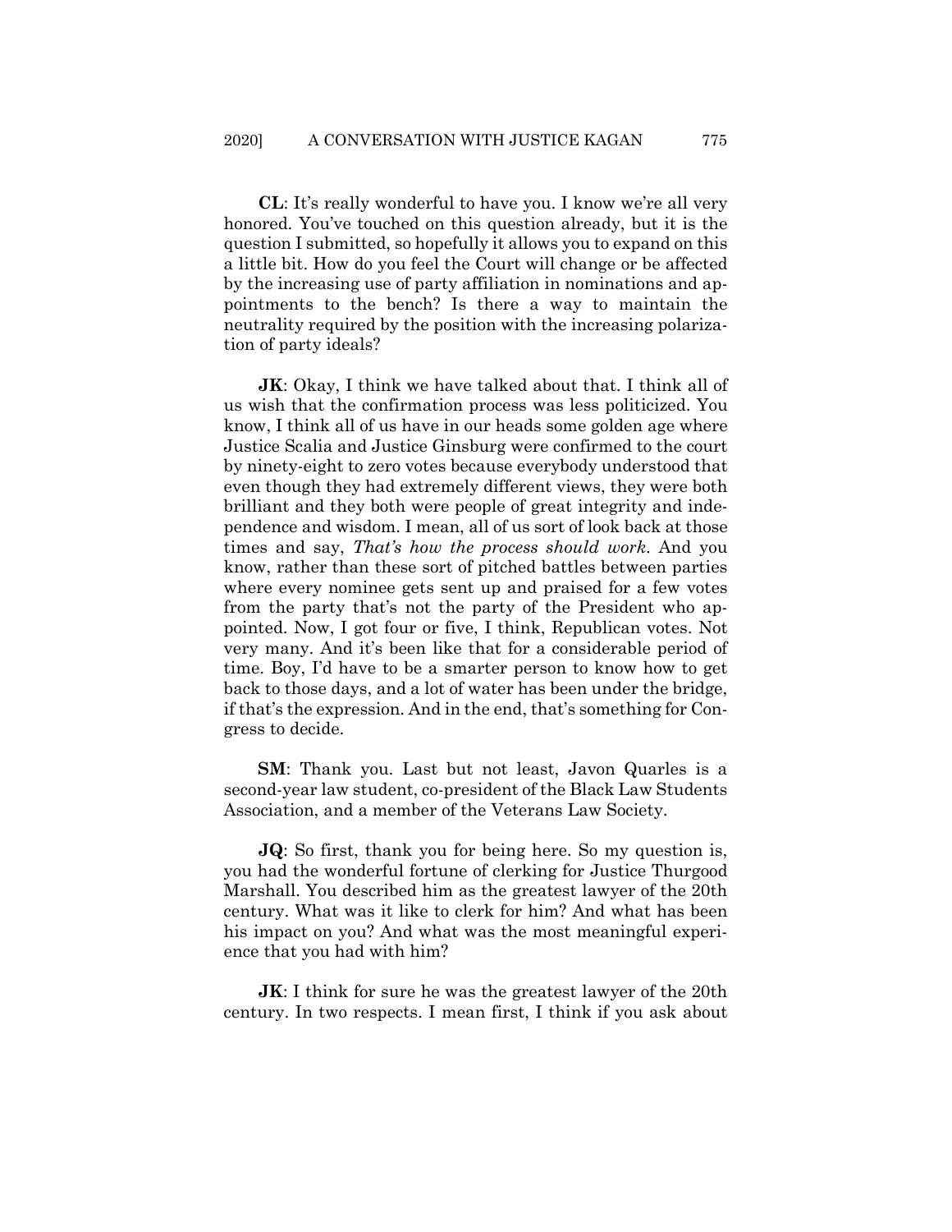**CL**: It's really wonderful to have you. I know we're all very honored. You've touched on this question already, but it is the question I submitted, so hopefully it allows you to expand on this a little bit. How do you feel the Court will change or be affected by the increasing use of party affiliation in nominations and appointments to the bench? Is there a way to maintain the neutrality required by the position with the increasing polarization of party ideals?

**JK**: Okay, I think we have talked about that. I think all of us wish that the confirmation process was less politicized. You know, I think all of us have in our heads some golden age where Justice Scalia and Justice Ginsburg were confirmed to the court by ninety-eight to zero votes because everybody understood that even though they had extremely different views, they were both brilliant and they both were people of great integrity and independence and wisdom. I mean, all of us sort of look back at those times and say, *That's how the process should work*. And you know, rather than these sort of pitched battles between parties where every nominee gets sent up and praised for a few votes from the party that's not the party of the President who appointed. Now, I got four or five, I think, Republican votes. Not very many. And it's been like that for a considerable period of time. Boy, I'd have to be a smarter person to know how to get back to those days, and a lot of water has been under the bridge, if that's the expression. And in the end, that's something for Congress to decide.

**SM**: Thank you. Last but not least, Javon Quarles is a second-year law student, co-president of the Black Law Students Association, and a member of the Veterans Law Society.

**JQ**: So first, thank you for being here. So my question is, you had the wonderful fortune of clerking for Justice Thurgood Marshall. You described him as the greatest lawyer of the 20th century. What was it like to clerk for him? And what has been his impact on you? And what was the most meaningful experience that you had with him?

**JK**: I think for sure he was the greatest lawyer of the 20th century. In two respects. I mean first, I think if you ask about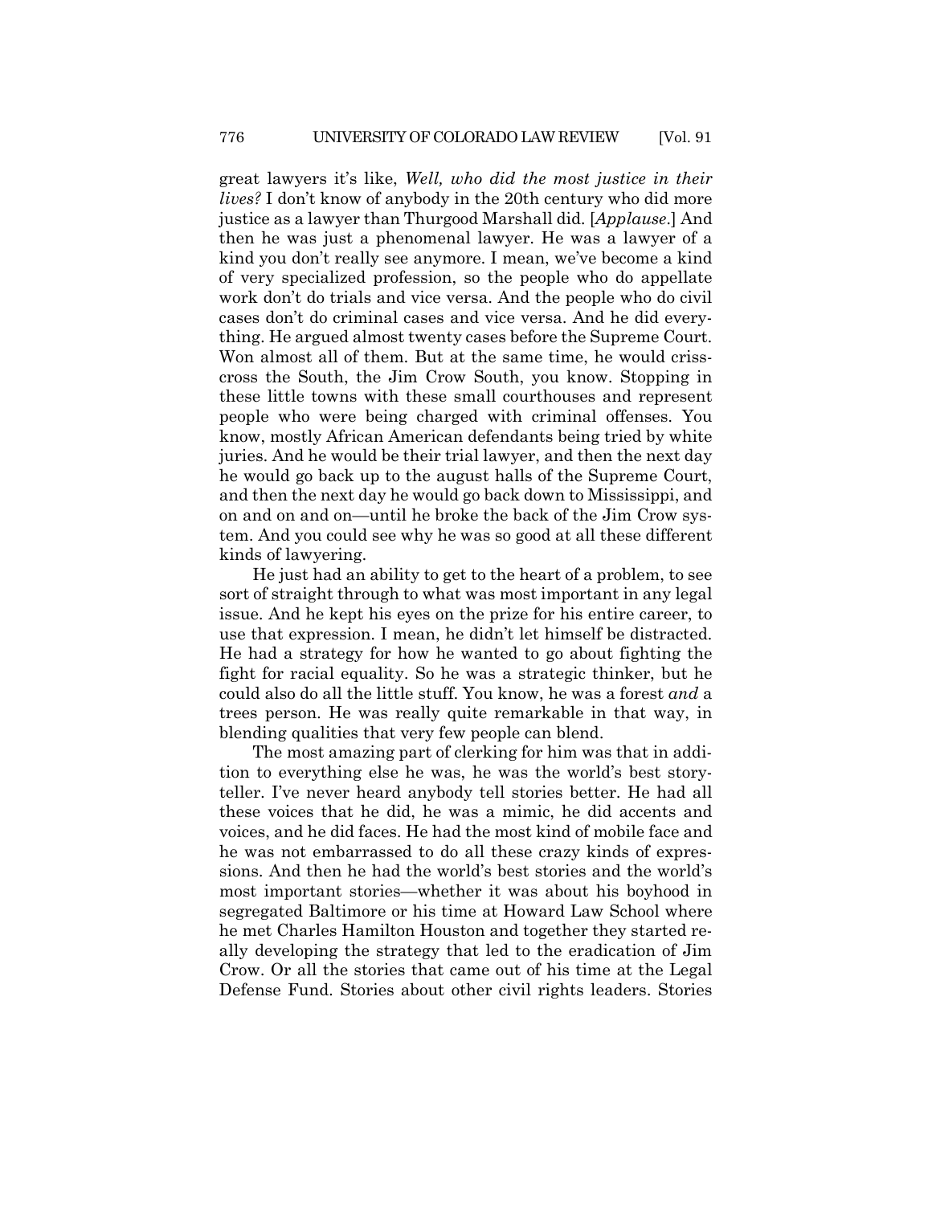great lawyers it's like, *Well, who did the most justice in their lives?* I don't know of anybody in the 20th century who did more justice as a lawyer than Thurgood Marshall did. [*Applause*.] And then he was just a phenomenal lawyer. He was a lawyer of a kind you don't really see anymore. I mean, we've become a kind of very specialized profession, so the people who do appellate work don't do trials and vice versa. And the people who do civil cases don't do criminal cases and vice versa. And he did everything. He argued almost twenty cases before the Supreme Court. Won almost all of them. But at the same time, he would crisscross the South, the Jim Crow South, you know. Stopping in these little towns with these small courthouses and represent people who were being charged with criminal offenses. You know, mostly African American defendants being tried by white juries. And he would be their trial lawyer, and then the next day he would go back up to the august halls of the Supreme Court, and then the next day he would go back down to Mississippi, and on and on and on—until he broke the back of the Jim Crow system. And you could see why he was so good at all these different kinds of lawyering.

He just had an ability to get to the heart of a problem, to see sort of straight through to what was most important in any legal issue. And he kept his eyes on the prize for his entire career, to use that expression. I mean, he didn't let himself be distracted. He had a strategy for how he wanted to go about fighting the fight for racial equality. So he was a strategic thinker, but he could also do all the little stuff. You know, he was a forest *and* a trees person. He was really quite remarkable in that way, in blending qualities that very few people can blend.

The most amazing part of clerking for him was that in addition to everything else he was, he was the world's best storyteller. I've never heard anybody tell stories better. He had all these voices that he did, he was a mimic, he did accents and voices, and he did faces. He had the most kind of mobile face and he was not embarrassed to do all these crazy kinds of expressions. And then he had the world's best stories and the world's most important stories—whether it was about his boyhood in segregated Baltimore or his time at Howard Law School where he met Charles Hamilton Houston and together they started really developing the strategy that led to the eradication of Jim Crow. Or all the stories that came out of his time at the Legal Defense Fund. Stories about other civil rights leaders. Stories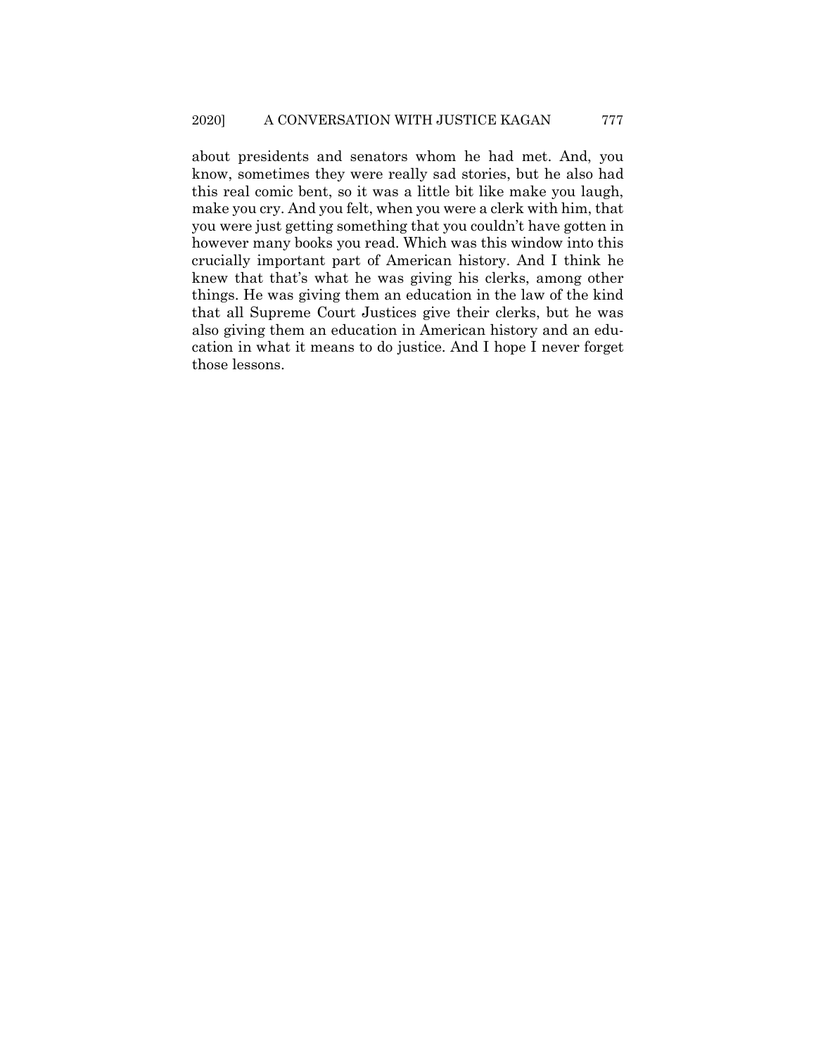about presidents and senators whom he had met. And, you know, sometimes they were really sad stories, but he also had this real comic bent, so it was a little bit like make you laugh, make you cry. And you felt, when you were a clerk with him, that you were just getting something that you couldn't have gotten in however many books you read. Which was this window into this crucially important part of American history. And I think he knew that that's what he was giving his clerks, among other things. He was giving them an education in the law of the kind that all Supreme Court Justices give their clerks, but he was also giving them an education in American history and an education in what it means to do justice. And I hope I never forget those lessons.